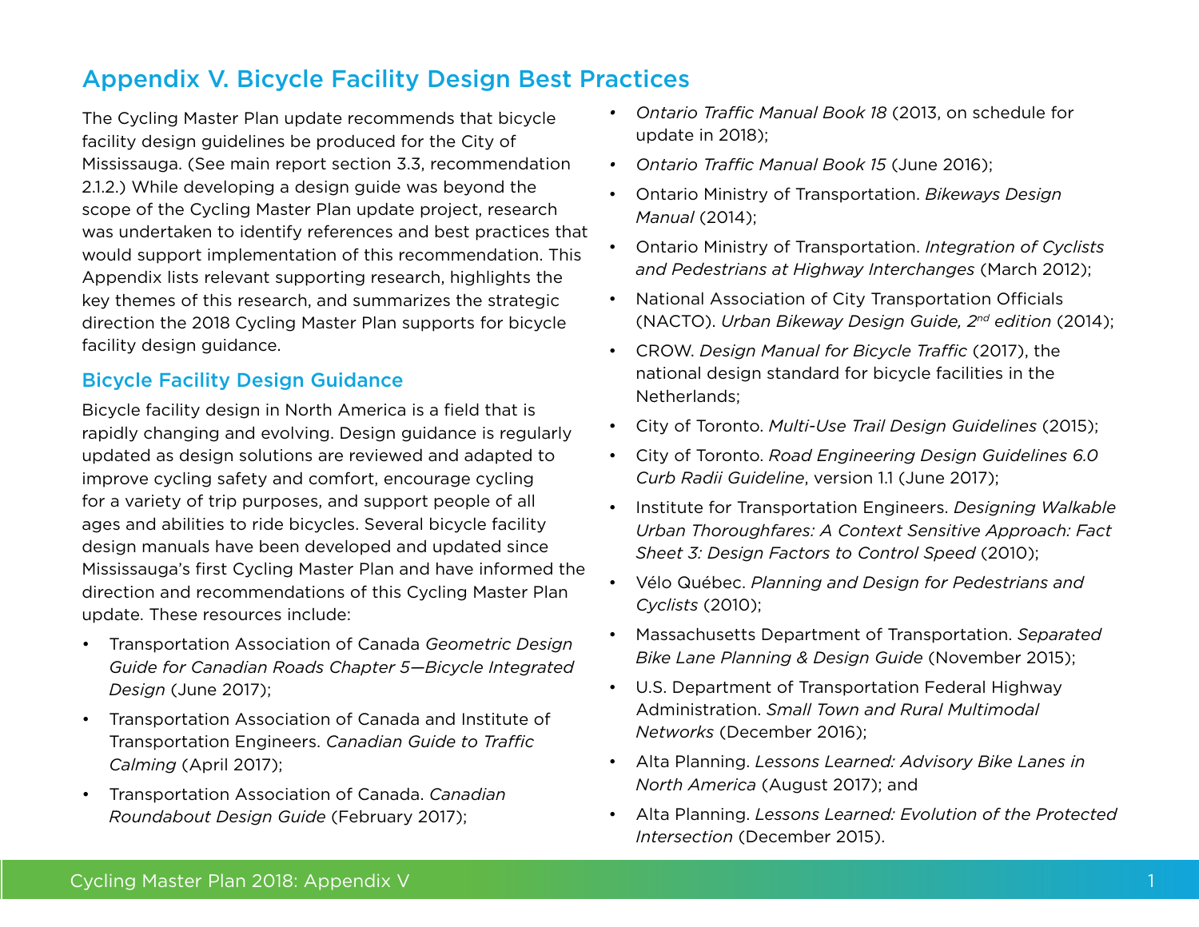# Appendix V. Bicycle Facility Design Best Practices

The Cycling Master Plan update recommends that bicycle facility design guidelines be produced for the City of Mississauga. (See main report section 3.3, recommendation 2.1.2.) While developing a design guide was beyond the scope of the Cycling Master Plan update project, research was undertaken to identify references and best practices that would support implementation of this recommendation. This Appendix lists relevant supporting research, highlights the key themes of this research, and summarizes the strategic direction the 2018 Cycling Master Plan supports for bicycle facility design guidance.

## Bicycle Facility Design Guidance

Bicycle facility design in North America is a field that is rapidly changing and evolving. Design guidance is regularly updated as design solutions are reviewed and adapted to improve cycling safety and comfort, encourage cycling for a variety of trip purposes, and support people of all ages and abilities to ride bicycles. Several bicycle facility design manuals have been developed and updated since Mississauga's first Cycling Master Plan and have informed the direction and recommendations of this Cycling Master Plan update. These resources include:

- Transportation Association of Canada *Geometric Design Guide for Canadian Roads Chapter 5—Bicycle Integrated Design* (June 2017);
- Transportation Association of Canada and Institute of Transportation Engineers. *Canadian Guide to Traffic Calming* (April 2017);
- Transportation Association of Canada. *Canadian Roundabout Design Guide* (February 2017);
- *Ontario Traffic Manual Book 18* (2013, on schedule for update in 2018);
- *Ontario Traffic Manual Book 15* (June 2016);
- Ontario Ministry of Transportation. *Bikeways Design Manual* (2014);
- Ontario Ministry of Transportation. *Integration of Cyclists and Pedestrians at Highway Interchanges* (March 2012);
- National Association of City Transportation Officials (NACTO). *Urban Bikeway Design Guide, 2nd edition* (2014);
- CROW. *Design Manual for Bicycle Traffic* (2017), the national design standard for bicycle facilities in the Netherlands;
- City of Toronto. *Multi-Use Trail Design Guidelines* (2015);
- City of Toronto. *Road Engineering Design Guidelines 6.0 Curb Radii Guideline*, version 1.1 (June 2017);
- Institute for Transportation Engineers. *Designing Walkable Urban Thoroughfares: A Context Sensitive Approach: Fact Sheet 3: Design Factors to Control Speed* (2010);
- Vélo Québec. *Planning and Design for Pedestrians and Cyclists* (2010);
- Massachusetts Department of Transportation. *Separated Bike Lane Planning & Design Guide* (November 2015);
- U.S. Department of Transportation Federal Highway Administration. *Small Town and Rural Multimodal Networks* (December 2016);
- Alta Planning. *Lessons Learned: Advisory Bike Lanes in North America* (August 2017); and
- Alta Planning. *Lessons Learned: Evolution of the Protected Intersection* (December 2015).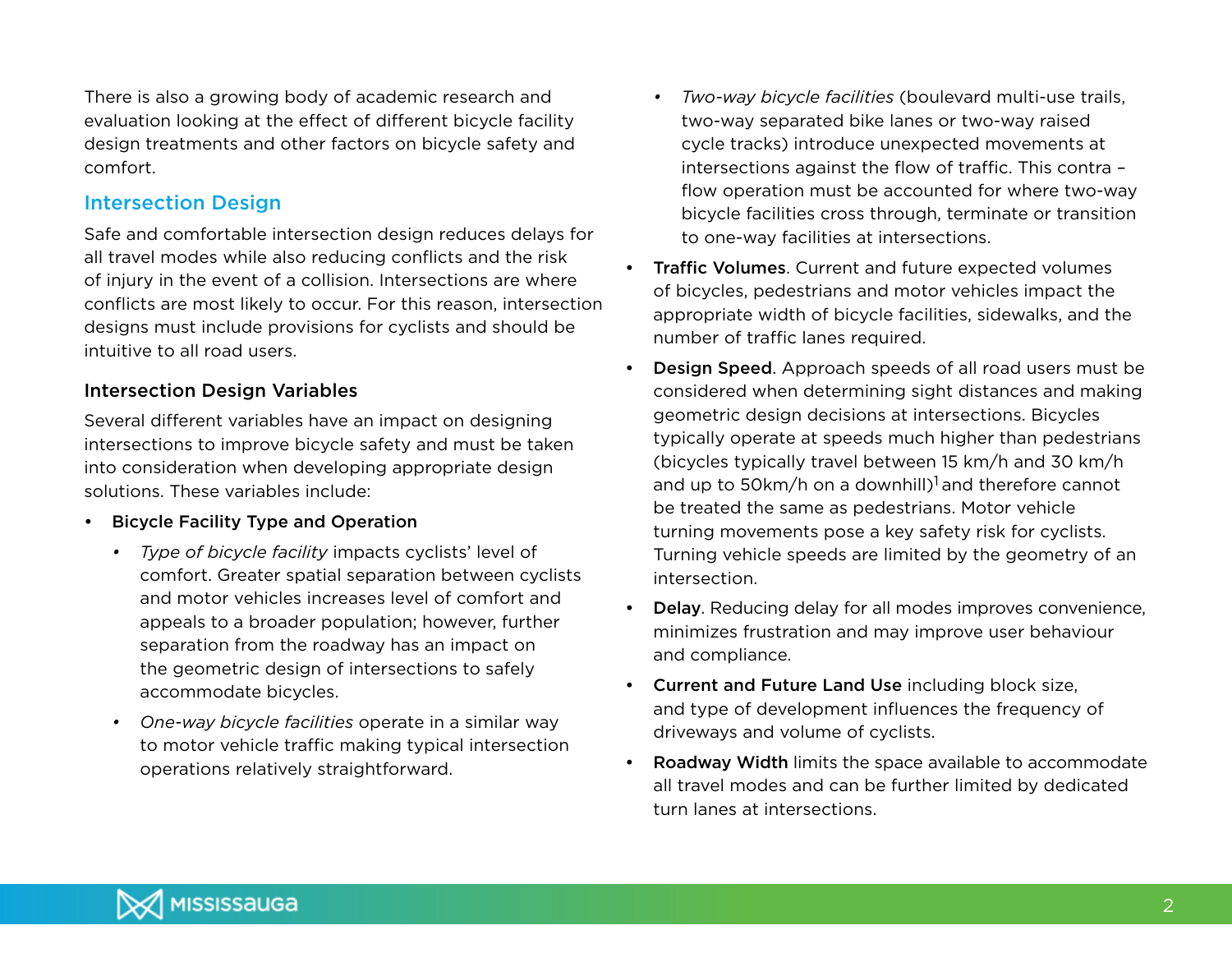There is also a growing body of academic research and evaluation looking at the effect of different bicycle facility design treatments and other factors on bicycle safety and comfort.

## Intersection Design

Safe and comfortable intersection design reduces delays for all travel modes while also reducing conflicts and the risk of injury in the event of a collision. Intersections are where conflicts are most likely to occur. For this reason, intersection designs must include provisions for cyclists and should be intuitive to all road users.

### Intersection Design Variables

Several different variables have an impact on designing intersections to improve bicycle safety and must be taken into consideration when developing appropriate design solutions. These variables include:

- **Bicycle Facility Type and Operation**
  - *Type of bicycle facility* impacts cyclists' level of comfort. Greater spatial separation between cyclists and motor vehicles increases level of comfort and appeals to a broader population; however, further separation from the roadway has an impact on the geometric design of intersections to safely accommodate bicycles.
  - *One-way bicycle facilities* operate in a similar way to motor vehicle traffic making typical intersection operations relatively straightforward.
  - *Two-way bicycle facilities* (boulevard multi-use trails, two-way separated bike lanes or two-way raised cycle tracks) introduce unexpected movements at intersections against the flow of traffic. This contra – flow operation must be accounted for where two-way bicycle facilities cross through, terminate or transition to one-way facilities at intersections.
- **Traffic Volumes**. Current and future expected volumes of bicycles, pedestrians and motor vehicles impact the appropriate width of bicycle facilities, sidewalks, and the number of traffic lanes required.
- **Design Speed**. Approach speeds of all road users must be considered when determining sight distances and making geometric design decisions at intersections. Bicycles typically operate at speeds much higher than pedestrians (bicycles typically travel between 15 km/h and 30 km/h and up to 50km/h on a downhill)[1] and therefore cannot be treated the same as pedestrians. Motor vehicle turning movements pose a key safety risk for cyclists. Turning vehicle speeds are limited by the geometry of an intersection.
- **Delay**. Reducing delay for all modes improves convenience, minimizes frustration and may improve user behaviour and compliance.
- **Current and Future Land Use** including block size, and type of development influences the frequency of driveways and volume of cyclists.
- **Roadway Width** limits the space available to accommodate all travel modes and can be further limited by dedicated turn lanes at intersections.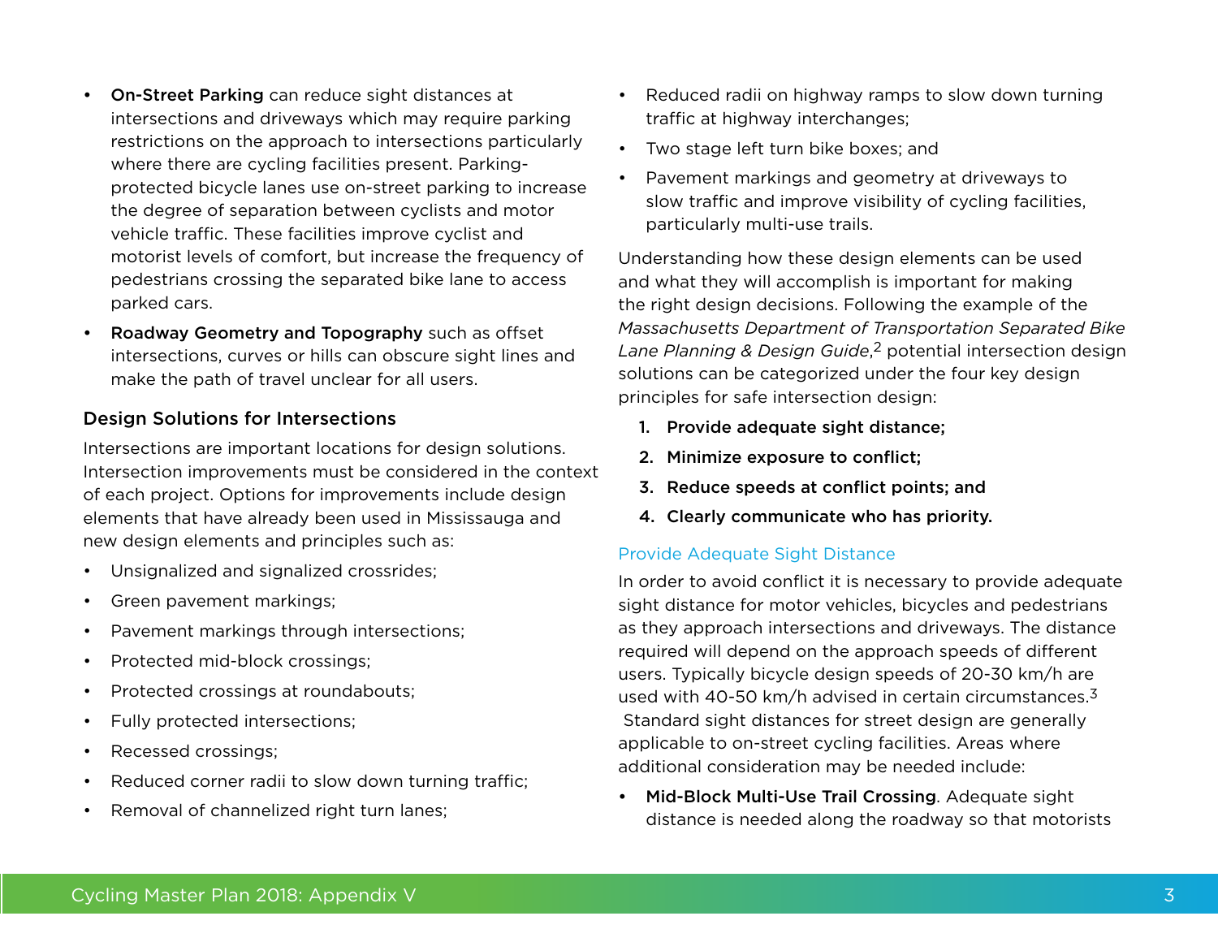- **On-Street Parking** can reduce sight distances at intersections and driveways which may require parking restrictions on the approach to intersections particularly where there are cycling facilities present. Parking-protected bicycle lanes use on-street parking to increase the degree of separation between cyclists and motor vehicle traffic. These facilities improve cyclist and motorist levels of comfort, but increase the frequency of pedestrians crossing the separated bike lane to access parked cars.
- **Roadway Geometry and Topography** such as offset intersections, curves or hills can obscure sight lines and make the path of travel unclear for all users.

### Design Solutions for Intersections

Intersections are important locations for design solutions. Intersection improvements must be considered in the context of each project. Options for improvements include design elements that have already been used in Mississauga and new design elements and principles such as:

- Unsignalized and signalized crossrides;
- Green pavement markings;
- Pavement markings through intersections;
- Protected mid-block crossings;
- Protected crossings at roundabouts;
- Fully protected intersections;
- Recessed crossings;
- Reduced corner radii to slow down turning traffic;
- Removal of channelized right turn lanes;
- Reduced radii on highway ramps to slow down turning traffic at highway interchanges;
- Two stage left turn bike boxes; and
- Pavement markings and geometry at driveways to slow traffic and improve visibility of cycling facilities, particularly multi-use trails.

Understanding how these design elements can be used and what they will accomplish is important for making the right design decisions. Following the example of the *Massachusetts Department of Transportation Separated Bike Lane Planning & Design Guide*,[2] potential intersection design solutions can be categorized under the four key design principles for safe intersection design:

1. **Provide adequate sight distance;**
2. **Minimize exposure to conflict;**
3. **Reduce speeds at conflict points; and**
4. **Clearly communicate who has priority.**

#### Provide Adequate Sight Distance

In order to avoid conflict it is necessary to provide adequate sight distance for motor vehicles, bicycles and pedestrians as they approach intersections and driveways. The distance required will depend on the approach speeds of different users. Typically bicycle design speeds of 20-30 km/h are used with 40-50 km/h advised in certain circumstances.[3] Standard sight distances for street design are generally applicable to on-street cycling facilities. Areas where additional consideration may be needed include:

- **Mid-Block Multi-Use Trail Crossing**. Adequate sight distance is needed along the roadway so that motorists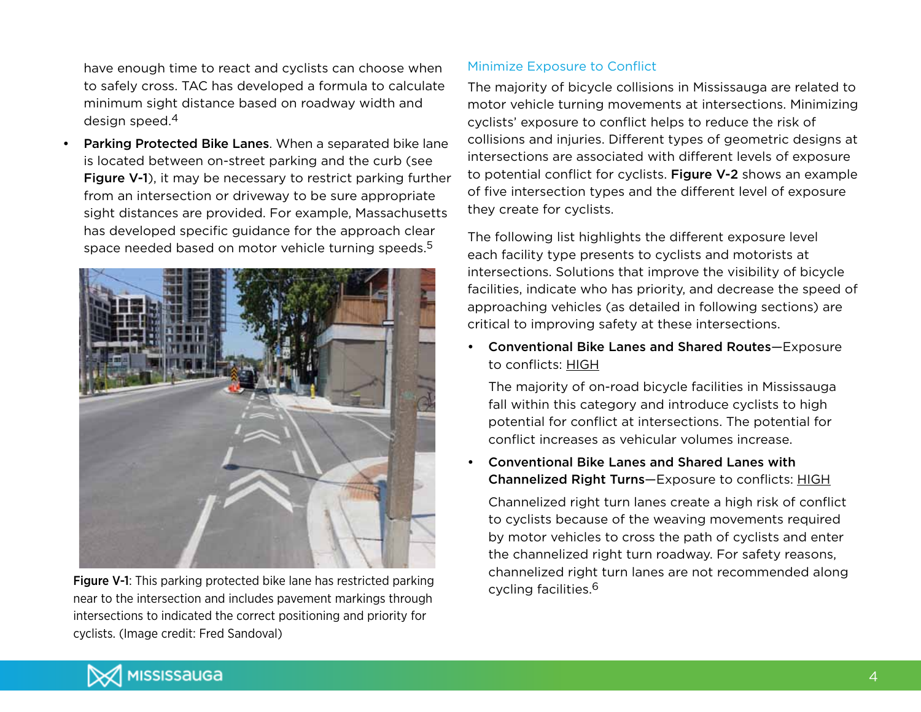have enough time to react and cyclists can choose when to safely cross. TAC has developed a formula to calculate minimum sight distance based on roadway width and design speed.[4]

- **Parking Protected Bike Lanes**. When a separated bike lane is located between on-street parking and the curb (see **Figure V-1**), it may be necessary to restrict parking further from an intersection or driveway to be sure appropriate sight distances are provided. For example, Massachusetts has developed specific guidance for the approach clear space needed based on motor vehicle turning speeds.[5]

**Figure V-1**: This parking protected bike lane has restricted parking near to the intersection and includes pavement markings through intersections to indicated the correct positioning and priority for cyclists. (Image credit: Fred Sandoval)

### Minimize Exposure to Conflict

The majority of bicycle collisions in Mississauga are related to motor vehicle turning movements at intersections. Minimizing cyclists' exposure to conflict helps to reduce the risk of collisions and injuries. Different types of geometric designs at intersections are associated with different levels of exposure to potential conflict for cyclists. **Figure V-2** shows an example of five intersection types and the different level of exposure they create for cyclists.

The following list highlights the different exposure level each facility type presents to cyclists and motorists at intersections. Solutions that improve the visibility of bicycle facilities, indicate who has priority, and decrease the speed of approaching vehicles (as detailed in following sections) are critical to improving safety at these intersections.

- **Conventional Bike Lanes and Shared Routes**—Exposure to conflicts: HIGH

  The majority of on-road bicycle facilities in Mississauga fall within this category and introduce cyclists to high potential for conflict at intersections. The potential for conflict increases as vehicular volumes increase.

- **Conventional Bike Lanes and Shared Lanes with Channelized Right Turns**—Exposure to conflicts: HIGH

  Channelized right turn lanes create a high risk of conflict to cyclists because of the weaving movements required by motor vehicles to cross the path of cyclists and enter the channelized right turn roadway. For safety reasons, channelized right turn lanes are not recommended along cycling facilities.[6]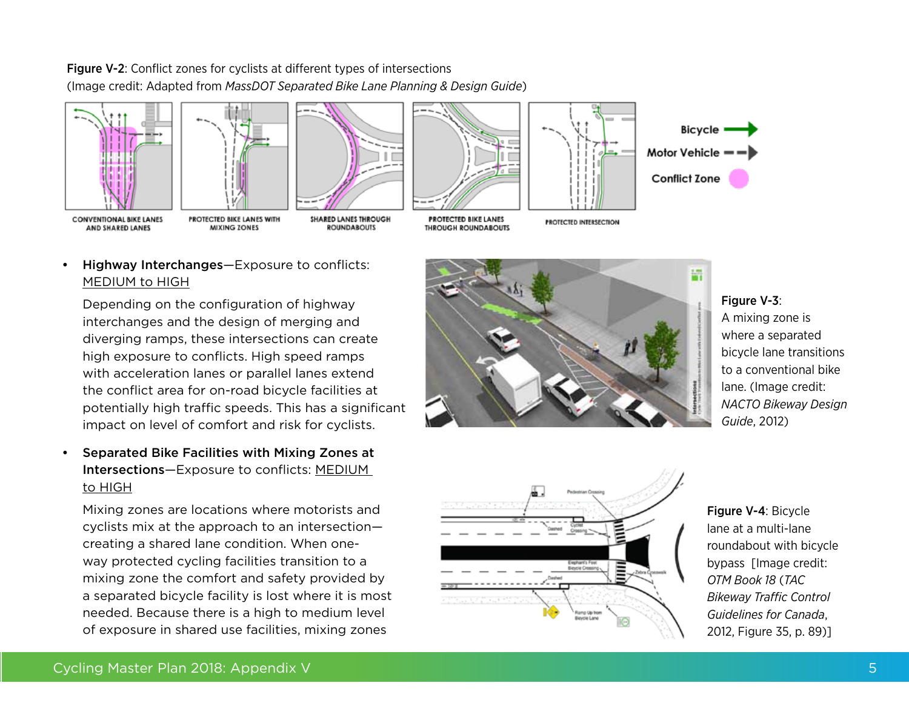**Figure V-2**: Conflict zones for cyclists at different types of intersections
(Image credit: Adapted from *MassDOT Separated Bike Lane Planning & Design Guide*)

- **Highway Interchanges**—Exposure to conflicts: MEDIUM to HIGH

  Depending on the configuration of highway interchanges and the design of merging and diverging ramps, these intersections can create high exposure to conflicts. High speed ramps with acceleration lanes or parallel lanes extend the conflict area for on-road bicycle facilities at potentially high traffic speeds. This has a significant impact on level of comfort and risk for cyclists.

- **Separated Bike Facilities with Mixing Zones at Intersections**—Exposure to conflicts: MEDIUM to HIGH

  Mixing zones are locations where motorists and cyclists mix at the approach to an intersection—creating a shared lane condition. When one-way protected cycling facilities transition to a mixing zone the comfort and safety provided by a separated bicycle facility is lost where it is most needed. Because there is a high to medium level of exposure in shared use facilities, mixing zones

**Figure V-3**: A mixing zone is where a separated bicycle lane transitions to a conventional bike lane. (Image credit: *NACTO Bikeway Design Guide*, 2012)

**Figure V-4**: Bicycle lane at a multi-lane roundabout with bicycle bypass [Image credit: *OTM Book 18* (*TAC Bikeway Traffic Control Guidelines for Canada*, 2012, Figure 35, p. 89)]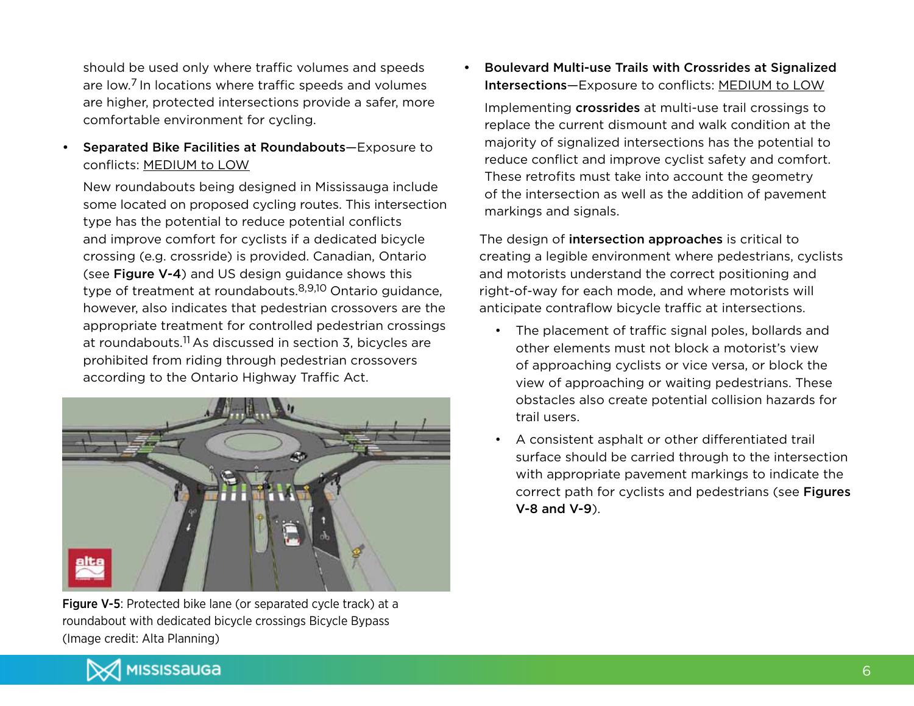should be used only where traffic volumes and speeds are low.[7] In locations where traffic speeds and volumes are higher, protected intersections provide a safer, more comfortable environment for cycling.

- **Separated Bike Facilities at Roundabouts**—Exposure to conflicts: MEDIUM to LOW

  New roundabouts being designed in Mississauga include some located on proposed cycling routes. This intersection type has the potential to reduce potential conflicts and improve comfort for cyclists if a dedicated bicycle crossing (e.g. crossride) is provided. Canadian, Ontario (see **Figure V-4**) and US design guidance shows this type of treatment at roundabouts.[8,9,10] Ontario guidance, however, also indicates that pedestrian crossovers are the appropriate treatment for controlled pedestrian crossings at roundabouts.[11] As discussed in section 3, bicycles are prohibited from riding through pedestrian crossovers according to the Ontario Highway Traffic Act.

**Figure V-5**: Protected bike lane (or separated cycle track) at a roundabout with dedicated bicycle crossings Bicycle Bypass (Image credit: Alta Planning)

- **Boulevard Multi-use Trails with Crossrides at Signalized Intersections**—Exposure to conflicts: MEDIUM to LOW

  Implementing **crossrides** at multi-use trail crossings to replace the current dismount and walk condition at the majority of signalized intersections has the potential to reduce conflict and improve cyclist safety and comfort. These retrofits must take into account the geometry of the intersection as well as the addition of pavement markings and signals.

The design of **intersection approaches** is critical to creating a legible environment where pedestrians, cyclists and motorists understand the correct positioning and right-of-way for each mode, and where motorists will anticipate contraflow bicycle traffic at intersections.

- The placement of traffic signal poles, bollards and other elements must not block a motorist's view of approaching cyclists or vice versa, or block the view of approaching or waiting pedestrians. These obstacles also create potential collision hazards for trail users.
- A consistent asphalt or other differentiated trail surface should be carried through to the intersection with appropriate pavement markings to indicate the correct path for cyclists and pedestrians (see **Figures V-8 and V-9**).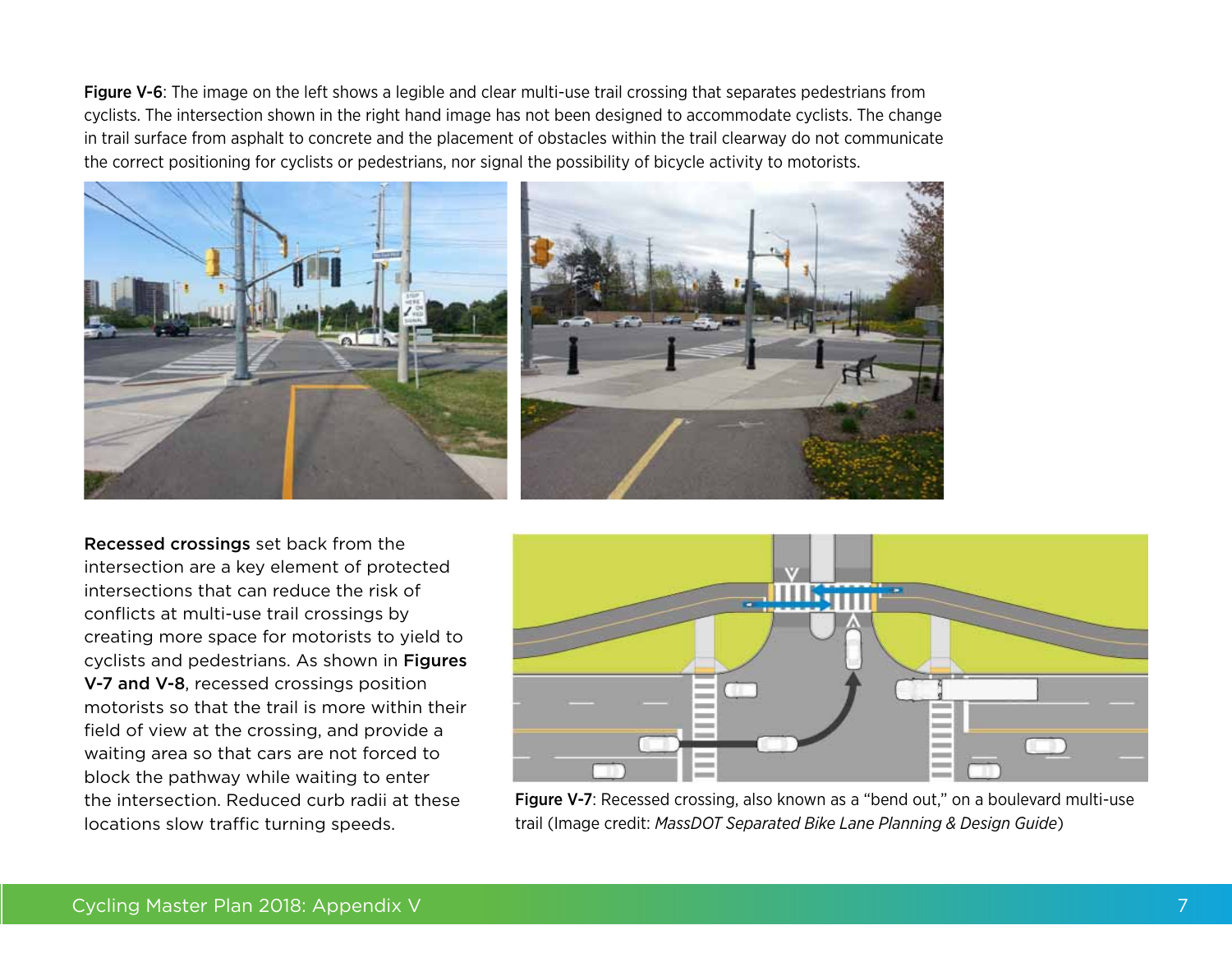**Figure V-6**: The image on the left shows a legible and clear multi-use trail crossing that separates pedestrians from cyclists. The intersection shown in the right hand image has not been designed to accommodate cyclists. The change in trail surface from asphalt to concrete and the placement of obstacles within the trail clearway do not communicate the correct positioning for cyclists or pedestrians, nor signal the possibility of bicycle activity to motorists.

**Recessed crossings** set back from the intersection are a key element of protected intersections that can reduce the risk of conflicts at multi-use trail crossings by creating more space for motorists to yield to cyclists and pedestrians. As shown in **Figures V-7 and V-8**, recessed crossings position motorists so that the trail is more within their field of view at the crossing, and provide a waiting area so that cars are not forced to block the pathway while waiting to enter the intersection. Reduced curb radii at these locations slow traffic turning speeds.

**Figure V-7**: Recessed crossing, also known as a "bend out," on a boulevard multi-use trail (Image credit: *MassDOT Separated Bike Lane Planning & Design Guide*)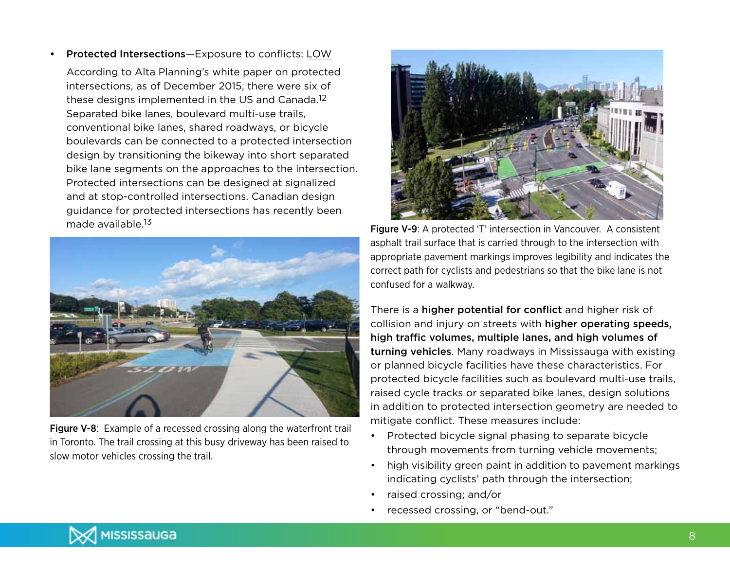- **Protected Intersections**—Exposure to conflicts: LOW

  According to Alta Planning's white paper on protected intersections, as of December 2015, there were six of these designs implemented in the US and Canada.[12] Separated bike lanes, boulevard multi-use trails, conventional bike lanes, shared roadways, or bicycle boulevards can be connected to a protected intersection design by transitioning the bikeway into short separated bike lane segments on the approaches to the intersection. Protected intersections can be designed at signalized and at stop-controlled intersections. Canadian design guidance for protected intersections has recently been made available.[13]

**Figure V-8**: Example of a recessed crossing along the waterfront trail in Toronto. The trail crossing at this busy driveway has been raised to slow motor vehicles crossing the trail.

**Figure V-9**: A protected 'T' intersection in Vancouver. A consistent asphalt trail surface that is carried through to the intersection with appropriate pavement markings improves legibility and indicates the correct path for cyclists and pedestrians so that the bike lane is not confused for a walkway.

There is a **higher potential for conflict** and higher risk of collision and injury on streets with **higher operating speeds, high traffic volumes, multiple lanes, and high volumes of turning vehicles**. Many roadways in Mississauga with existing or planned bicycle facilities have these characteristics. For protected bicycle facilities such as boulevard multi-use trails, raised cycle tracks or separated bike lanes, design solutions in addition to protected intersection geometry are needed to mitigate conflict. These measures include:

- Protected bicycle signal phasing to separate bicycle through movements from turning vehicle movements;
- high visibility green paint in addition to pavement markings indicating cyclists' path through the intersection;
- raised crossing; and/or
- recessed crossing, or "bend-out."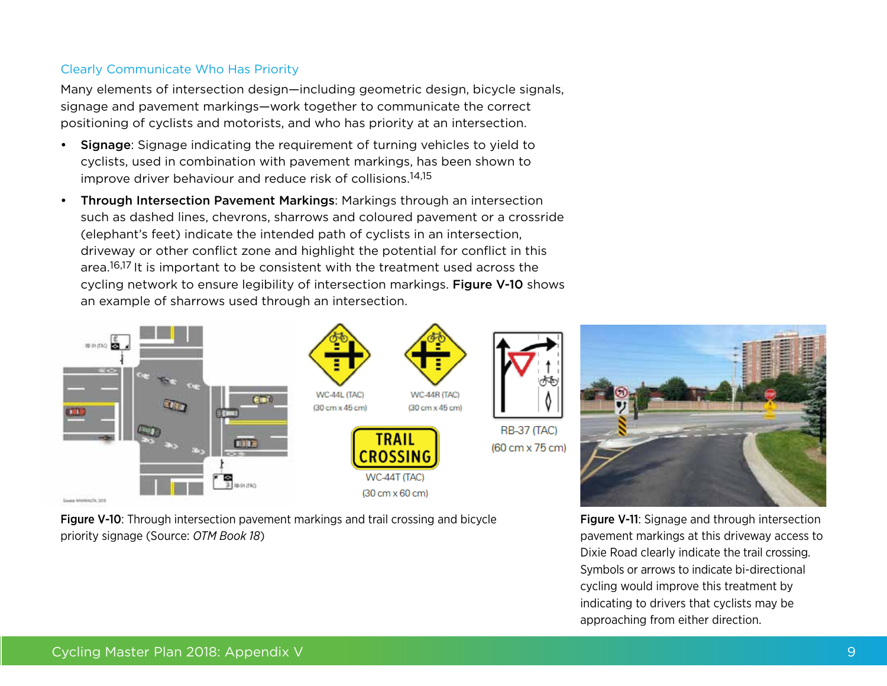### Clearly Communicate Who Has Priority

Many elements of intersection design—including geometric design, bicycle signals, signage and pavement markings—work together to communicate the correct positioning of cyclists and motorists, and who has priority at an intersection.

- **Signage**: Signage indicating the requirement of turning vehicles to yield to cyclists, used in combination with pavement markings, has been shown to improve driver behaviour and reduce risk of collisions.[14,15]
- **Through Intersection Pavement Markings**: Markings through an intersection such as dashed lines, chevrons, sharrows and coloured pavement or a crossride (elephant's feet) indicate the intended path of cyclists in an intersection, driveway or other conflict zone and highlight the potential for conflict in this area.[16,17] It is important to be consistent with the treatment used across the cycling network to ensure legibility of intersection markings. **Figure V-10** shows an example of sharrows used through an intersection.

**Figure V-10**: Through intersection pavement markings and trail crossing and bicycle priority signage (Source: *OTM Book 18*)

**Figure V-11**: Signage and through intersection pavement markings at this driveway access to Dixie Road clearly indicate the trail crossing. Symbols or arrows to indicate bi-directional cycling would improve this treatment by indicating to drivers that cyclists may be approaching from either direction.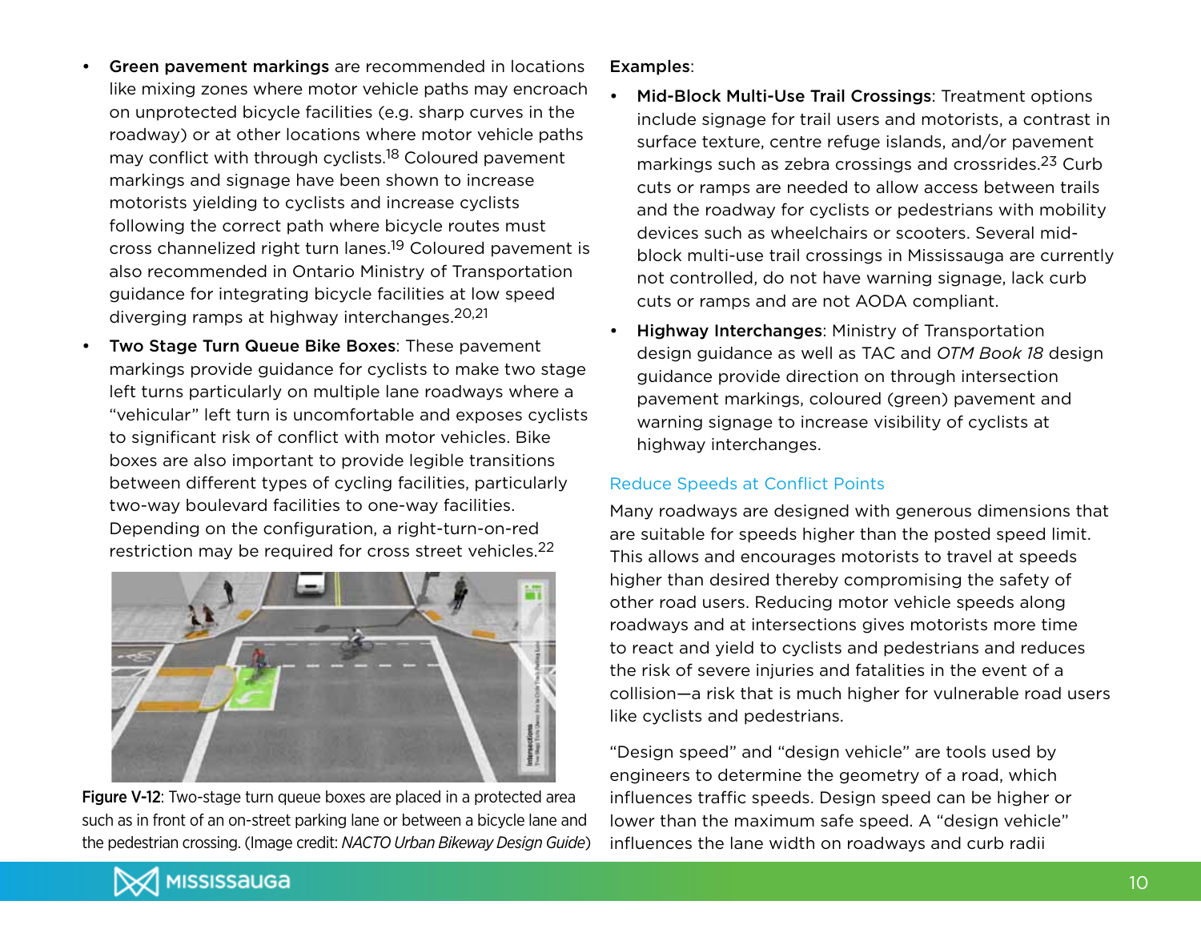- **Green pavement markings** are recommended in locations like mixing zones where motor vehicle paths may encroach on unprotected bicycle facilities (e.g. sharp curves in the roadway) or at other locations where motor vehicle paths may conflict with through cyclists.[18] Coloured pavement markings and signage have been shown to increase motorists yielding to cyclists and increase cyclists following the correct path where bicycle routes must cross channelized right turn lanes.[19] Coloured pavement is also recommended in Ontario Ministry of Transportation guidance for integrating bicycle facilities at low speed diverging ramps at highway interchanges.[20,21]
- **Two Stage Turn Queue Bike Boxes**: These pavement markings provide guidance for cyclists to make two stage left turns particularly on multiple lane roadways where a "vehicular" left turn is uncomfortable and exposes cyclists to significant risk of conflict with motor vehicles. Bike boxes are also important to provide legible transitions between different types of cycling facilities, particularly two-way boulevard facilities to one-way facilities. Depending on the configuration, a right-turn-on-red restriction may be required for cross street vehicles.[22]

**Figure V-12**: Two-stage turn queue boxes are placed in a protected area such as in front of an on-street parking lane or between a bicycle lane and the pedestrian crossing. (Image credit: *NACTO Urban Bikeway Design Guide*)

**Examples**:

- **Mid-Block Multi-Use Trail Crossings**: Treatment options include signage for trail users and motorists, a contrast in surface texture, centre refuge islands, and/or pavement markings such as zebra crossings and crossrides.[23] Curb cuts or ramps are needed to allow access between trails and the roadway for cyclists or pedestrians with mobility devices such as wheelchairs or scooters. Several mid-block multi-use trail crossings in Mississauga are currently not controlled, do not have warning signage, lack curb cuts or ramps and are not AODA compliant.
- **Highway Interchanges**: Ministry of Transportation design guidance as well as TAC and *OTM Book 18* design guidance provide direction on through intersection pavement markings, coloured (green) pavement and warning signage to increase visibility of cyclists at highway interchanges.

### Reduce Speeds at Conflict Points

Many roadways are designed with generous dimensions that are suitable for speeds higher than the posted speed limit. This allows and encourages motorists to travel at speeds higher than desired thereby compromising the safety of other road users. Reducing motor vehicle speeds along roadways and at intersections gives motorists more time to react and yield to cyclists and pedestrians and reduces the risk of severe injuries and fatalities in the event of a collision—a risk that is much higher for vulnerable road users like cyclists and pedestrians.

"Design speed" and "design vehicle" are tools used by engineers to determine the geometry of a road, which influences traffic speeds. Design speed can be higher or lower than the maximum safe speed. A "design vehicle" influences the lane width on roadways and curb radii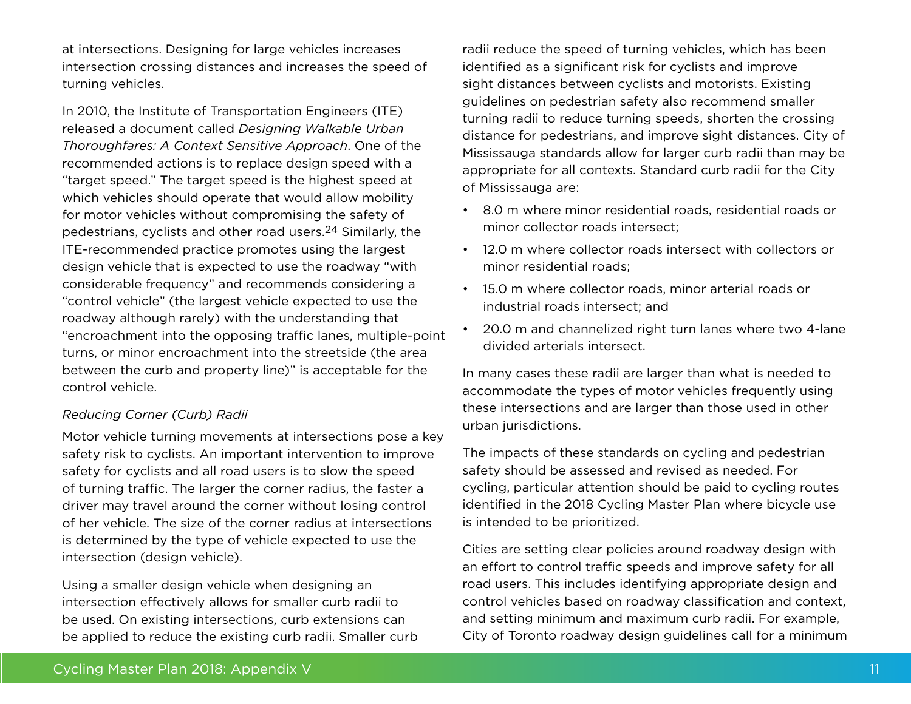at intersections. Designing for large vehicles increases intersection crossing distances and increases the speed of turning vehicles.

In 2010, the Institute of Transportation Engineers (ITE) released a document called *Designing Walkable Urban Thoroughfares: A Context Sensitive Approach*. One of the recommended actions is to replace design speed with a "target speed." The target speed is the highest speed at which vehicles should operate that would allow mobility for motor vehicles without compromising the safety of pedestrians, cyclists and other road users.[24] Similarly, the ITE-recommended practice promotes using the largest design vehicle that is expected to use the roadway "with considerable frequency" and recommends considering a "control vehicle" (the largest vehicle expected to use the roadway although rarely) with the understanding that "encroachment into the opposing traffic lanes, multiple-point turns, or minor encroachment into the streetside (the area between the curb and property line)" is acceptable for the control vehicle.

*Reducing Corner (Curb) Radii*

Motor vehicle turning movements at intersections pose a key safety risk to cyclists. An important intervention to improve safety for cyclists and all road users is to slow the speed of turning traffic. The larger the corner radius, the faster a driver may travel around the corner without losing control of her vehicle. The size of the corner radius at intersections is determined by the type of vehicle expected to use the intersection (design vehicle).

Using a smaller design vehicle when designing an intersection effectively allows for smaller curb radii to be used. On existing intersections, curb extensions can be applied to reduce the existing curb radii. Smaller curb radii reduce the speed of turning vehicles, which has been identified as a significant risk for cyclists and improve sight distances between cyclists and motorists. Existing guidelines on pedestrian safety also recommend smaller turning radii to reduce turning speeds, shorten the crossing distance for pedestrians, and improve sight distances. City of Mississauga standards allow for larger curb radii than may be appropriate for all contexts. Standard curb radii for the City of Mississauga are:

- 8.0 m where minor residential roads, residential roads or minor collector roads intersect;
- 12.0 m where collector roads intersect with collectors or minor residential roads;
- 15.0 m where collector roads, minor arterial roads or industrial roads intersect; and
- 20.0 m and channelized right turn lanes where two 4-lane divided arterials intersect.

In many cases these radii are larger than what is needed to accommodate the types of motor vehicles frequently using these intersections and are larger than those used in other urban jurisdictions.

The impacts of these standards on cycling and pedestrian safety should be assessed and revised as needed. For cycling, particular attention should be paid to cycling routes identified in the 2018 Cycling Master Plan where bicycle use is intended to be prioritized.

Cities are setting clear policies around roadway design with an effort to control traffic speeds and improve safety for all road users. This includes identifying appropriate design and control vehicles based on roadway classification and context, and setting minimum and maximum curb radii. For example, City of Toronto roadway design guidelines call for a minimum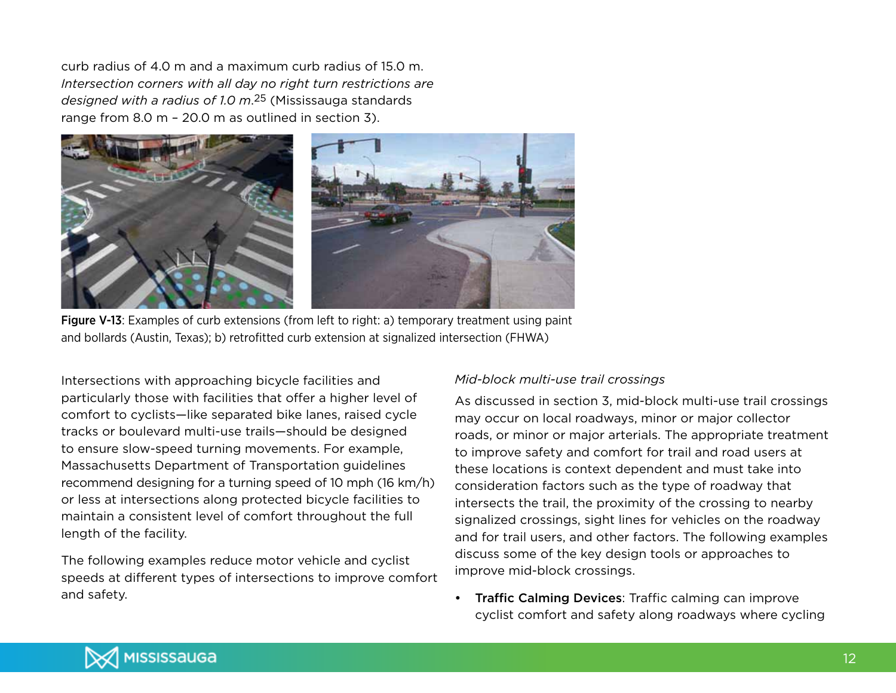curb radius of 4.0 m and a maximum curb radius of 15.0 m. *Intersection corners with all day no right turn restrictions are designed with a radius of 1.0 m*.[25] (Mississauga standards range from 8.0 m – 20.0 m as outlined in section 3).

**Figure V-13**: Examples of curb extensions (from left to right: a) temporary treatment using paint and bollards (Austin, Texas); b) retrofitted curb extension at signalized intersection (FHWA)

Intersections with approaching bicycle facilities and particularly those with facilities that offer a higher level of comfort to cyclists—like separated bike lanes, raised cycle tracks or boulevard multi-use trails—should be designed to ensure slow-speed turning movements. For example, Massachusetts Department of Transportation guidelines recommend designing for a turning speed of 10 mph (16 km/h) or less at intersections along protected bicycle facilities to maintain a consistent level of comfort throughout the full length of the facility.

The following examples reduce motor vehicle and cyclist speeds at different types of intersections to improve comfort and safety.

*Mid-block multi-use trail crossings*

As discussed in section 3, mid-block multi-use trail crossings may occur on local roadways, minor or major collector roads, or minor or major arterials. The appropriate treatment to improve safety and comfort for trail and road users at these locations is context dependent and must take into consideration factors such as the type of roadway that intersects the trail, the proximity of the crossing to nearby signalized crossings, sight lines for vehicles on the roadway and for trail users, and other factors. The following examples discuss some of the key design tools or approaches to improve mid-block crossings.

- **Traffic Calming Devices**: Traffic calming can improve cyclist comfort and safety along roadways where cycling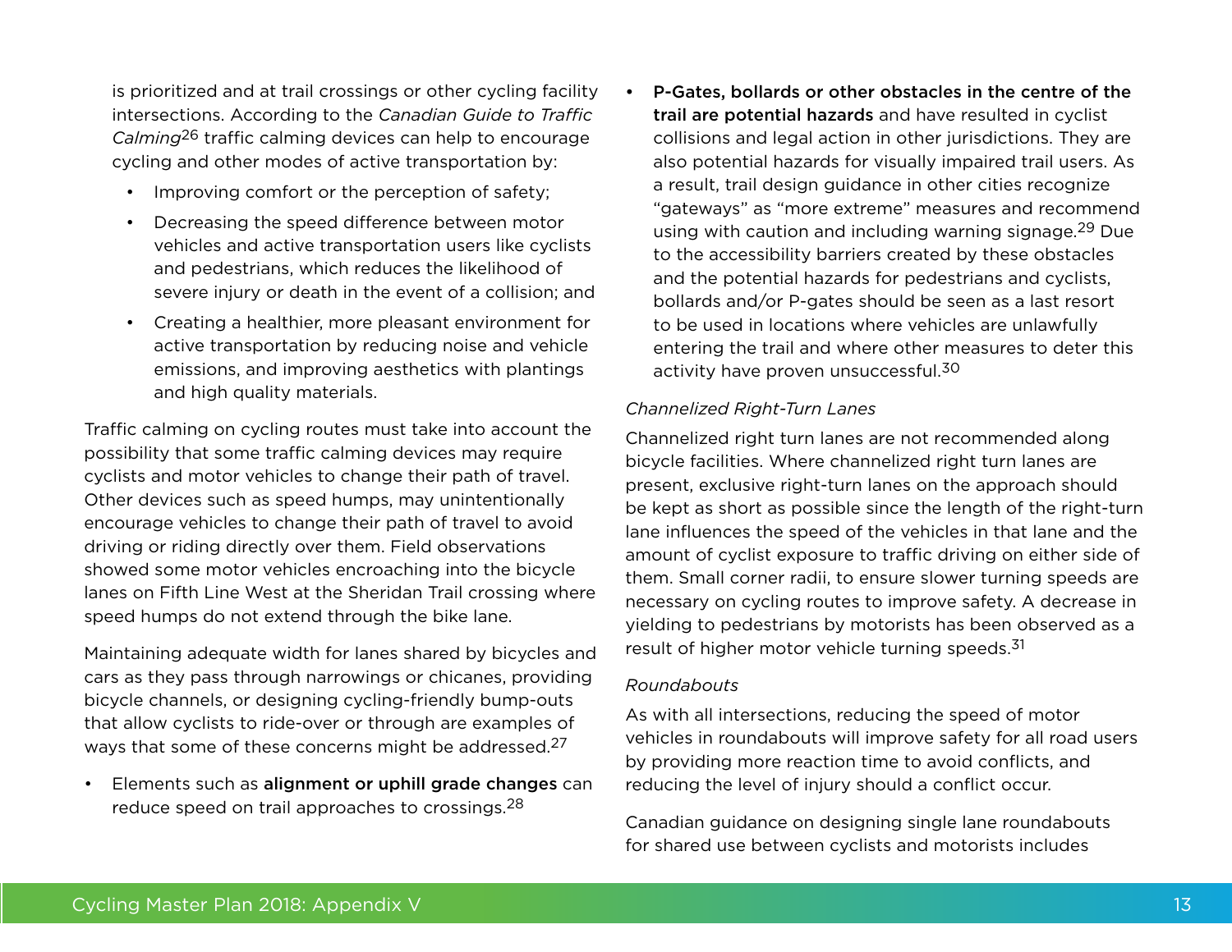is prioritized and at trail crossings or other cycling facility intersections. According to the *Canadian Guide to Traffic Calming*[26] traffic calming devices can help to encourage cycling and other modes of active transportation by:

- Improving comfort or the perception of safety;
- Decreasing the speed difference between motor vehicles and active transportation users like cyclists and pedestrians, which reduces the likelihood of severe injury or death in the event of a collision; and
- Creating a healthier, more pleasant environment for active transportation by reducing noise and vehicle emissions, and improving aesthetics with plantings and high quality materials.

Traffic calming on cycling routes must take into account the possibility that some traffic calming devices may require cyclists and motor vehicles to change their path of travel. Other devices such as speed humps, may unintentionally encourage vehicles to change their path of travel to avoid driving or riding directly over them. Field observations showed some motor vehicles encroaching into the bicycle lanes on Fifth Line West at the Sheridan Trail crossing where speed humps do not extend through the bike lane.

Maintaining adequate width for lanes shared by bicycles and cars as they pass through narrowings or chicanes, providing bicycle channels, or designing cycling-friendly bump-outs that allow cyclists to ride-over or through are examples of ways that some of these concerns might be addressed.[27]

- Elements such as **alignment or uphill grade changes** can reduce speed on trail approaches to crossings.[28]
- **P-Gates, bollards or other obstacles in the centre of the trail are potential hazards** and have resulted in cyclist collisions and legal action in other jurisdictions. They are also potential hazards for visually impaired trail users. As a result, trail design guidance in other cities recognize "gateways" as "more extreme" measures and recommend using with caution and including warning signage.[29] Due to the accessibility barriers created by these obstacles and the potential hazards for pedestrians and cyclists, bollards and/or P-gates should be seen as a last resort to be used in locations where vehicles are unlawfully entering the trail and where other measures to deter this activity have proven unsuccessful.[30]

*Channelized Right-Turn Lanes*

Channelized right turn lanes are not recommended along bicycle facilities. Where channelized right turn lanes are present, exclusive right-turn lanes on the approach should be kept as short as possible since the length of the right-turn lane influences the speed of the vehicles in that lane and the amount of cyclist exposure to traffic driving on either side of them. Small corner radii, to ensure slower turning speeds are necessary on cycling routes to improve safety. A decrease in yielding to pedestrians by motorists has been observed as a result of higher motor vehicle turning speeds.[31]

*Roundabouts*

As with all intersections, reducing the speed of motor vehicles in roundabouts will improve safety for all road users by providing more reaction time to avoid conflicts, and reducing the level of injury should a conflict occur.

Canadian guidance on designing single lane roundabouts for shared use between cyclists and motorists includes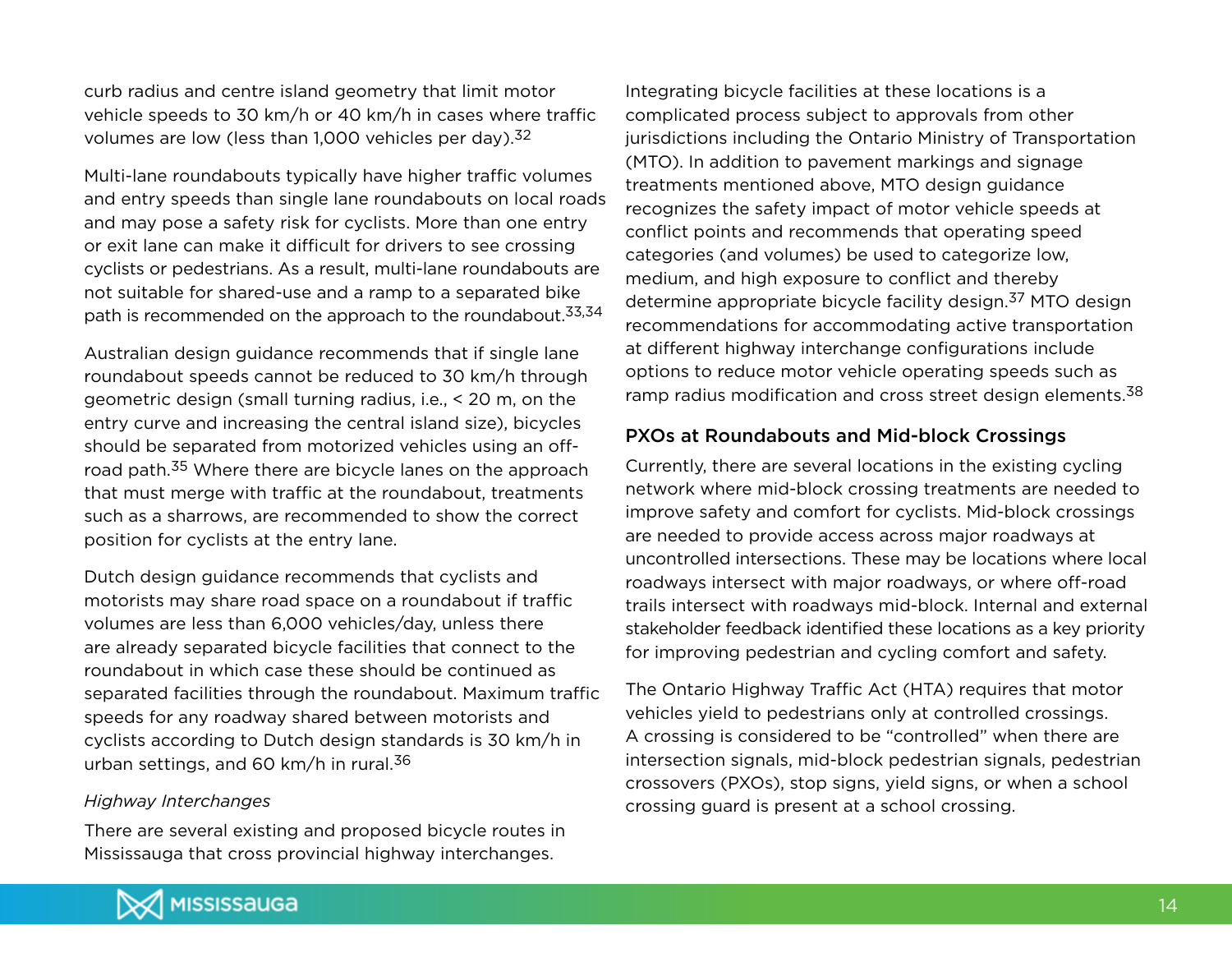curb radius and centre island geometry that limit motor vehicle speeds to 30 km/h or 40 km/h in cases where traffic volumes are low (less than 1,000 vehicles per day).[32]

Multi-lane roundabouts typically have higher traffic volumes and entry speeds than single lane roundabouts on local roads and may pose a safety risk for cyclists. More than one entry or exit lane can make it difficult for drivers to see crossing cyclists or pedestrians. As a result, multi-lane roundabouts are not suitable for shared-use and a ramp to a separated bike path is recommended on the approach to the roundabout.[33,34]

Australian design guidance recommends that if single lane roundabout speeds cannot be reduced to 30 km/h through geometric design (small turning radius, i.e., < 20 m, on the entry curve and increasing the central island size), bicycles should be separated from motorized vehicles using an off-road path.[35] Where there are bicycle lanes on the approach that must merge with traffic at the roundabout, treatments such as a sharrows, are recommended to show the correct position for cyclists at the entry lane.

Dutch design guidance recommends that cyclists and motorists may share road space on a roundabout if traffic volumes are less than 6,000 vehicles/day, unless there are already separated bicycle facilities that connect to the roundabout in which case these should be continued as separated facilities through the roundabout. Maximum traffic speeds for any roadway shared between motorists and cyclists according to Dutch design standards is 30 km/h in urban settings, and 60 km/h in rural.[36]

*Highway Interchanges*

There are several existing and proposed bicycle routes in Mississauga that cross provincial highway interchanges. Integrating bicycle facilities at these locations is a complicated process subject to approvals from other jurisdictions including the Ontario Ministry of Transportation (MTO). In addition to pavement markings and signage treatments mentioned above, MTO design guidance recognizes the safety impact of motor vehicle speeds at conflict points and recommends that operating speed categories (and volumes) be used to categorize low, medium, and high exposure to conflict and thereby determine appropriate bicycle facility design.[37] MTO design recommendations for accommodating active transportation at different highway interchange configurations include options to reduce motor vehicle operating speeds such as ramp radius modification and cross street design elements.[38]

### PXOs at Roundabouts and Mid-block Crossings

Currently, there are several locations in the existing cycling network where mid-block crossing treatments are needed to improve safety and comfort for cyclists. Mid-block crossings are needed to provide access across major roadways at uncontrolled intersections. These may be locations where local roadways intersect with major roadways, or where off-road trails intersect with roadways mid-block. Internal and external stakeholder feedback identified these locations as a key priority for improving pedestrian and cycling comfort and safety.

The Ontario Highway Traffic Act (HTA) requires that motor vehicles yield to pedestrians only at controlled crossings. A crossing is considered to be "controlled" when there are intersection signals, mid-block pedestrian signals, pedestrian crossovers (PXOs), stop signs, yield signs, or when a school crossing guard is present at a school crossing.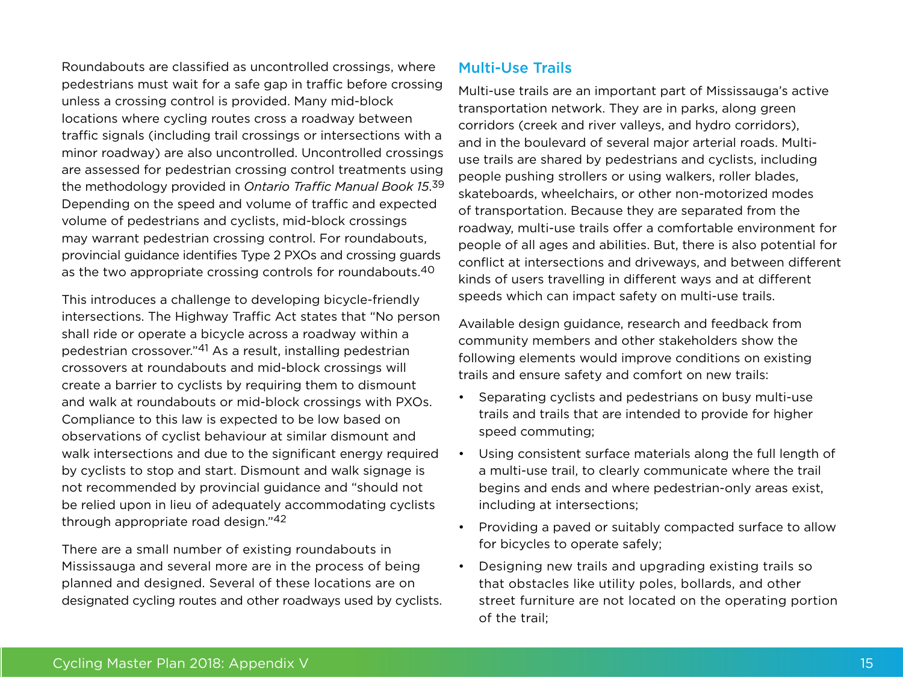Roundabouts are classified as uncontrolled crossings, where pedestrians must wait for a safe gap in traffic before crossing unless a crossing control is provided. Many mid-block locations where cycling routes cross a roadway between traffic signals (including trail crossings or intersections with a minor roadway) are also uncontrolled. Uncontrolled crossings are assessed for pedestrian crossing control treatments using the methodology provided in *Ontario Traffic Manual Book 15*.[39] Depending on the speed and volume of traffic and expected volume of pedestrians and cyclists, mid-block crossings may warrant pedestrian crossing control. For roundabouts, provincial guidance identifies Type 2 PXOs and crossing guards as the two appropriate crossing controls for roundabouts.[40]

This introduces a challenge to developing bicycle-friendly intersections. The Highway Traffic Act states that "No person shall ride or operate a bicycle across a roadway within a pedestrian crossover."[41] As a result, installing pedestrian crossovers at roundabouts and mid-block crossings will create a barrier to cyclists by requiring them to dismount and walk at roundabouts or mid-block crossings with PXOs. Compliance to this law is expected to be low based on observations of cyclist behaviour at similar dismount and walk intersections and due to the significant energy required by cyclists to stop and start. Dismount and walk signage is not recommended by provincial guidance and "should not be relied upon in lieu of adequately accommodating cyclists through appropriate road design."[42]

There are a small number of existing roundabouts in Mississauga and several more are in the process of being planned and designed. Several of these locations are on designated cycling routes and other roadways used by cyclists.

## Multi-Use Trails

Multi-use trails are an important part of Mississauga's active transportation network. They are in parks, along green corridors (creek and river valleys, and hydro corridors), and in the boulevard of several major arterial roads. Multi-use trails are shared by pedestrians and cyclists, including people pushing strollers or using walkers, roller blades, skateboards, wheelchairs, or other non-motorized modes of transportation. Because they are separated from the roadway, multi-use trails offer a comfortable environment for people of all ages and abilities. But, there is also potential for conflict at intersections and driveways, and between different kinds of users travelling in different ways and at different speeds which can impact safety on multi-use trails.

Available design guidance, research and feedback from community members and other stakeholders show the following elements would improve conditions on existing trails and ensure safety and comfort on new trails:

- Separating cyclists and pedestrians on busy multi-use trails and trails that are intended to provide for higher speed commuting;
- Using consistent surface materials along the full length of a multi-use trail, to clearly communicate where the trail begins and ends and where pedestrian-only areas exist, including at intersections;
- Providing a paved or suitably compacted surface to allow for bicycles to operate safely;
- Designing new trails and upgrading existing trails so that obstacles like utility poles, bollards, and other street furniture are not located on the operating portion of the trail;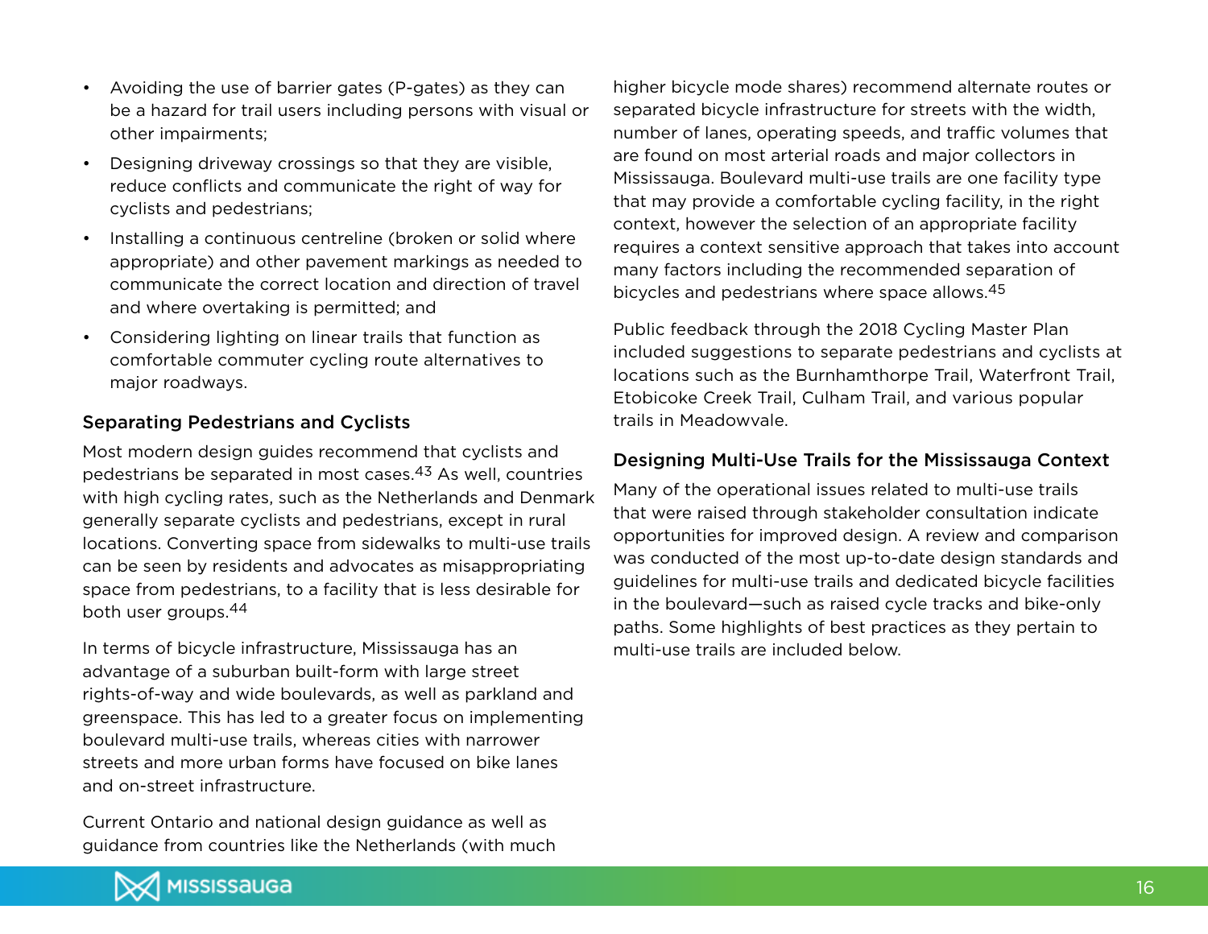- Avoiding the use of barrier gates (P-gates) as they can be a hazard for trail users including persons with visual or other impairments;
- Designing driveway crossings so that they are visible, reduce conflicts and communicate the right of way for cyclists and pedestrians;
- Installing a continuous centreline (broken or solid where appropriate) and other pavement markings as needed to communicate the correct location and direction of travel and where overtaking is permitted; and
- Considering lighting on linear trails that function as comfortable commuter cycling route alternatives to major roadways.

### Separating Pedestrians and Cyclists

Most modern design guides recommend that cyclists and pedestrians be separated in most cases.[43] As well, countries with high cycling rates, such as the Netherlands and Denmark generally separate cyclists and pedestrians, except in rural locations. Converting space from sidewalks to multi-use trails can be seen by residents and advocates as misappropriating space from pedestrians, to a facility that is less desirable for both user groups.[44]

In terms of bicycle infrastructure, Mississauga has an advantage of a suburban built-form with large street rights-of-way and wide boulevards, as well as parkland and greenspace. This has led to a greater focus on implementing boulevard multi-use trails, whereas cities with narrower streets and more urban forms have focused on bike lanes and on-street infrastructure.

Current Ontario and national design guidance as well as guidance from countries like the Netherlands (with much higher bicycle mode shares) recommend alternate routes or separated bicycle infrastructure for streets with the width, number of lanes, operating speeds, and traffic volumes that are found on most arterial roads and major collectors in Mississauga. Boulevard multi-use trails are one facility type that may provide a comfortable cycling facility, in the right context, however the selection of an appropriate facility requires a context sensitive approach that takes into account many factors including the recommended separation of bicycles and pedestrians where space allows.[45]

Public feedback through the 2018 Cycling Master Plan included suggestions to separate pedestrians and cyclists at locations such as the Burnhamthorpe Trail, Waterfront Trail, Etobicoke Creek Trail, Culham Trail, and various popular trails in Meadowvale.

### Designing Multi-Use Trails for the Mississauga Context

Many of the operational issues related to multi-use trails that were raised through stakeholder consultation indicate opportunities for improved design. A review and comparison was conducted of the most up-to-date design standards and guidelines for multi-use trails and dedicated bicycle facilities in the boulevard—such as raised cycle tracks and bike-only paths. Some highlights of best practices as they pertain to multi-use trails are included below.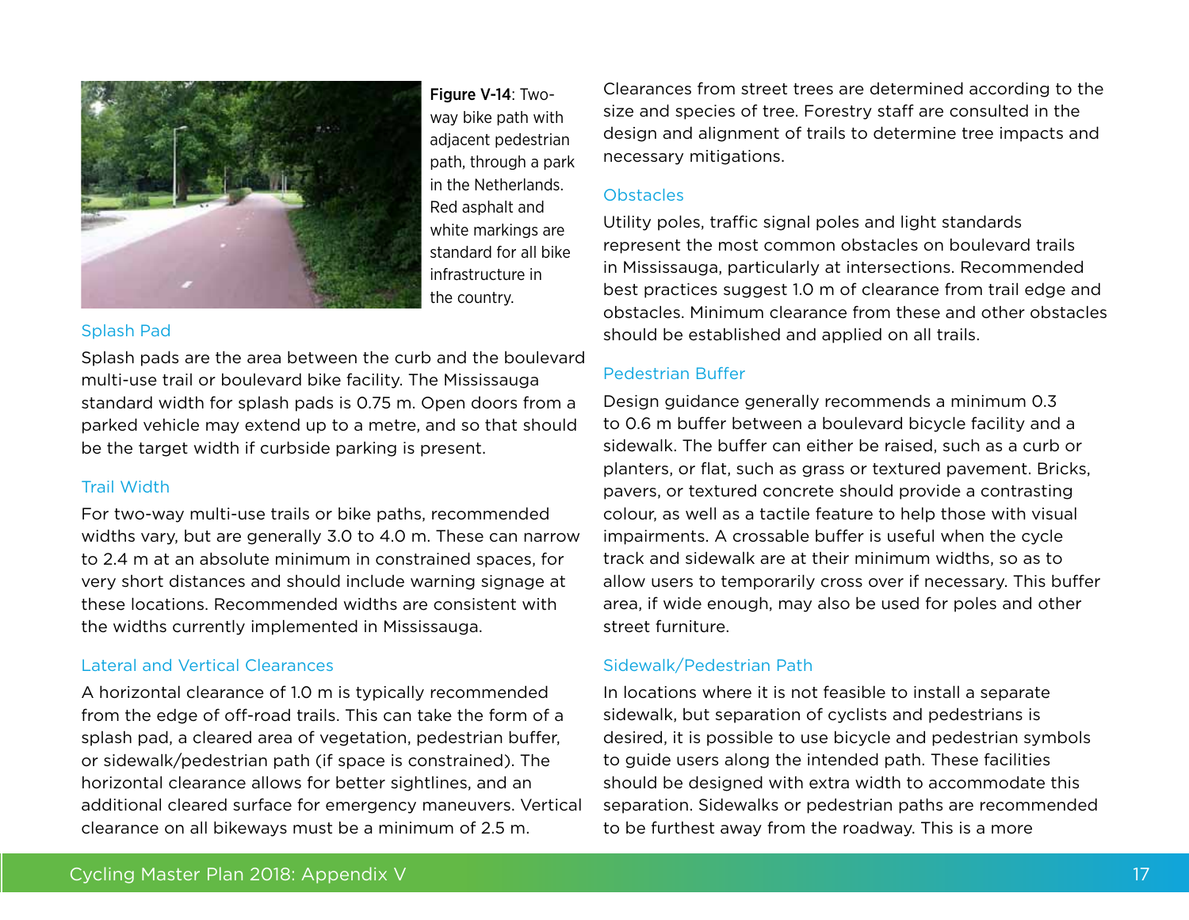**Figure V-14**: Two-way bike path with adjacent pedestrian path, through a park in the Netherlands. Red asphalt and white markings are standard for all bike infrastructure in the country.

### Splash Pad

Splash pads are the area between the curb and the boulevard multi-use trail or boulevard bike facility. The Mississauga standard width for splash pads is 0.75 m. Open doors from a parked vehicle may extend up to a metre, and so that should be the target width if curbside parking is present.

### Trail Width

For two-way multi-use trails or bike paths, recommended widths vary, but are generally 3.0 to 4.0 m. These can narrow to 2.4 m at an absolute minimum in constrained spaces, for very short distances and should include warning signage at these locations. Recommended widths are consistent with the widths currently implemented in Mississauga.

### Lateral and Vertical Clearances

A horizontal clearance of 1.0 m is typically recommended from the edge of off-road trails. This can take the form of a splash pad, a cleared area of vegetation, pedestrian buffer, or sidewalk/pedestrian path (if space is constrained). The horizontal clearance allows for better sightlines, and an additional cleared surface for emergency maneuvers. Vertical clearance on all bikeways must be a minimum of 2.5 m.

Clearances from street trees are determined according to the size and species of tree. Forestry staff are consulted in the design and alignment of trails to determine tree impacts and necessary mitigations.

### Obstacles

Utility poles, traffic signal poles and light standards represent the most common obstacles on boulevard trails in Mississauga, particularly at intersections. Recommended best practices suggest 1.0 m of clearance from trail edge and obstacles. Minimum clearance from these and other obstacles should be established and applied on all trails.

### Pedestrian Buffer

Design guidance generally recommends a minimum 0.3 to 0.6 m buffer between a boulevard bicycle facility and a sidewalk. The buffer can either be raised, such as a curb or planters, or flat, such as grass or textured pavement. Bricks, pavers, or textured concrete should provide a contrasting colour, as well as a tactile feature to help those with visual impairments. A crossable buffer is useful when the cycle track and sidewalk are at their minimum widths, so as to allow users to temporarily cross over if necessary. This buffer area, if wide enough, may also be used for poles and other street furniture.

### Sidewalk/Pedestrian Path

In locations where it is not feasible to install a separate sidewalk, but separation of cyclists and pedestrians is desired, it is possible to use bicycle and pedestrian symbols to guide users along the intended path. These facilities should be designed with extra width to accommodate this separation. Sidewalks or pedestrian paths are recommended to be furthest away from the roadway. This is a more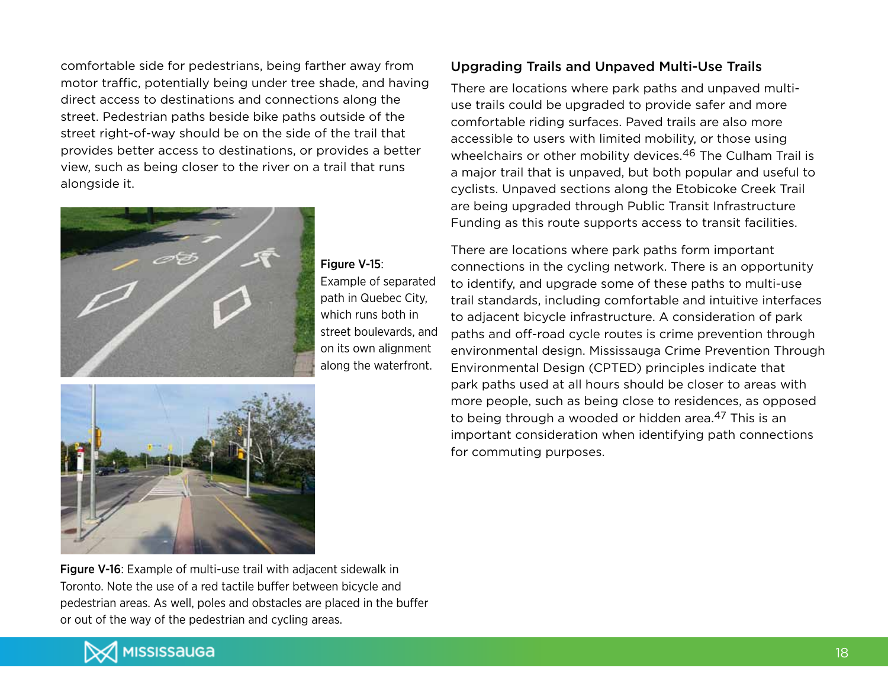comfortable side for pedestrians, being farther away from motor traffic, potentially being under tree shade, and having direct access to destinations and connections along the street. Pedestrian paths beside bike paths outside of the street right-of-way should be on the side of the trail that provides better access to destinations, or provides a better view, such as being closer to the river on a trail that runs alongside it.

**Figure V-15**: Example of separated path in Quebec City, which runs both in street boulevards, and on its own alignment along the waterfront.

**Figure V-16**: Example of multi-use trail with adjacent sidewalk in Toronto. Note the use of a red tactile buffer between bicycle and pedestrian areas. As well, poles and obstacles are placed in the buffer or out of the way of the pedestrian and cycling areas.

### Upgrading Trails and Unpaved Multi-Use Trails

There are locations where park paths and unpaved multi-use trails could be upgraded to provide safer and more comfortable riding surfaces. Paved trails are also more accessible to users with limited mobility, or those using wheelchairs or other mobility devices.[46] The Culham Trail is a major trail that is unpaved, but both popular and useful to cyclists. Unpaved sections along the Etobicoke Creek Trail are being upgraded through Public Transit Infrastructure Funding as this route supports access to transit facilities.

There are locations where park paths form important connections in the cycling network. There is an opportunity to identify, and upgrade some of these paths to multi-use trail standards, including comfortable and intuitive interfaces to adjacent bicycle infrastructure. A consideration of park paths and off-road cycle routes is crime prevention through environmental design. Mississauga Crime Prevention Through Environmental Design (CPTED) principles indicate that park paths used at all hours should be closer to areas with more people, such as being close to residences, as opposed to being through a wooded or hidden area.[47] This is an important consideration when identifying path connections for commuting purposes.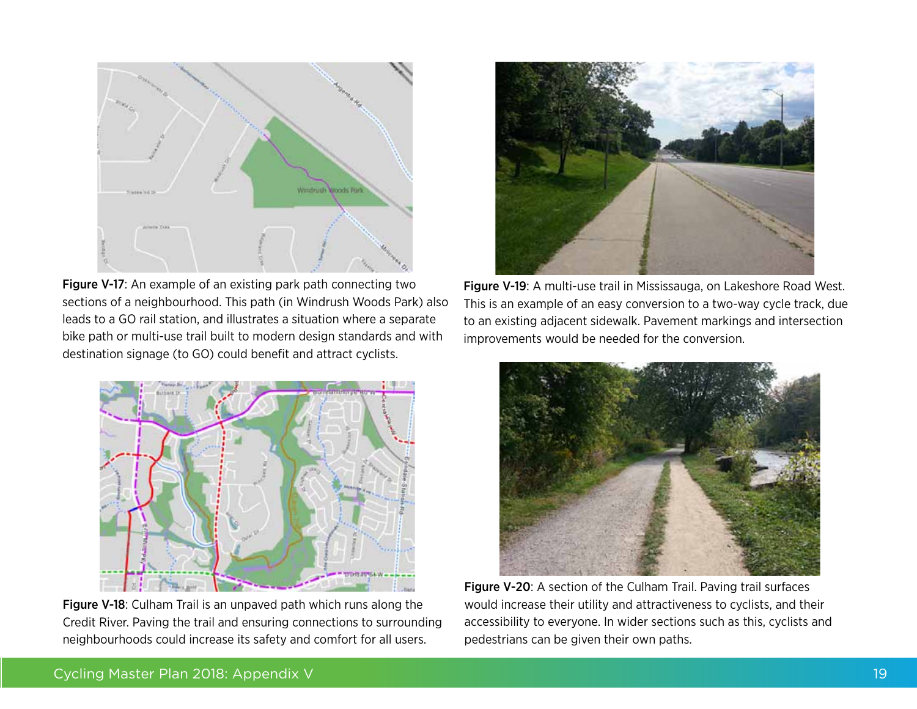**Figure V-17**: An example of an existing park path connecting two sections of a neighbourhood. This path (in Windrush Woods Park) also leads to a GO rail station, and illustrates a situation where a separate bike path or multi-use trail built to modern design standards and with destination signage (to GO) could benefit and attract cyclists.

**Figure V-19**: A multi-use trail in Mississauga, on Lakeshore Road West. This is an example of an easy conversion to a two-way cycle track, due to an existing adjacent sidewalk. Pavement markings and intersection improvements would be needed for the conversion.

**Figure V-18**: Culham Trail is an unpaved path which runs along the Credit River. Paving the trail and ensuring connections to surrounding neighbourhoods could increase its safety and comfort for all users.

**Figure V-20**: A section of the Culham Trail. Paving trail surfaces would increase their utility and attractiveness to cyclists, and their accessibility to everyone. In wider sections such as this, cyclists and pedestrians can be given their own paths.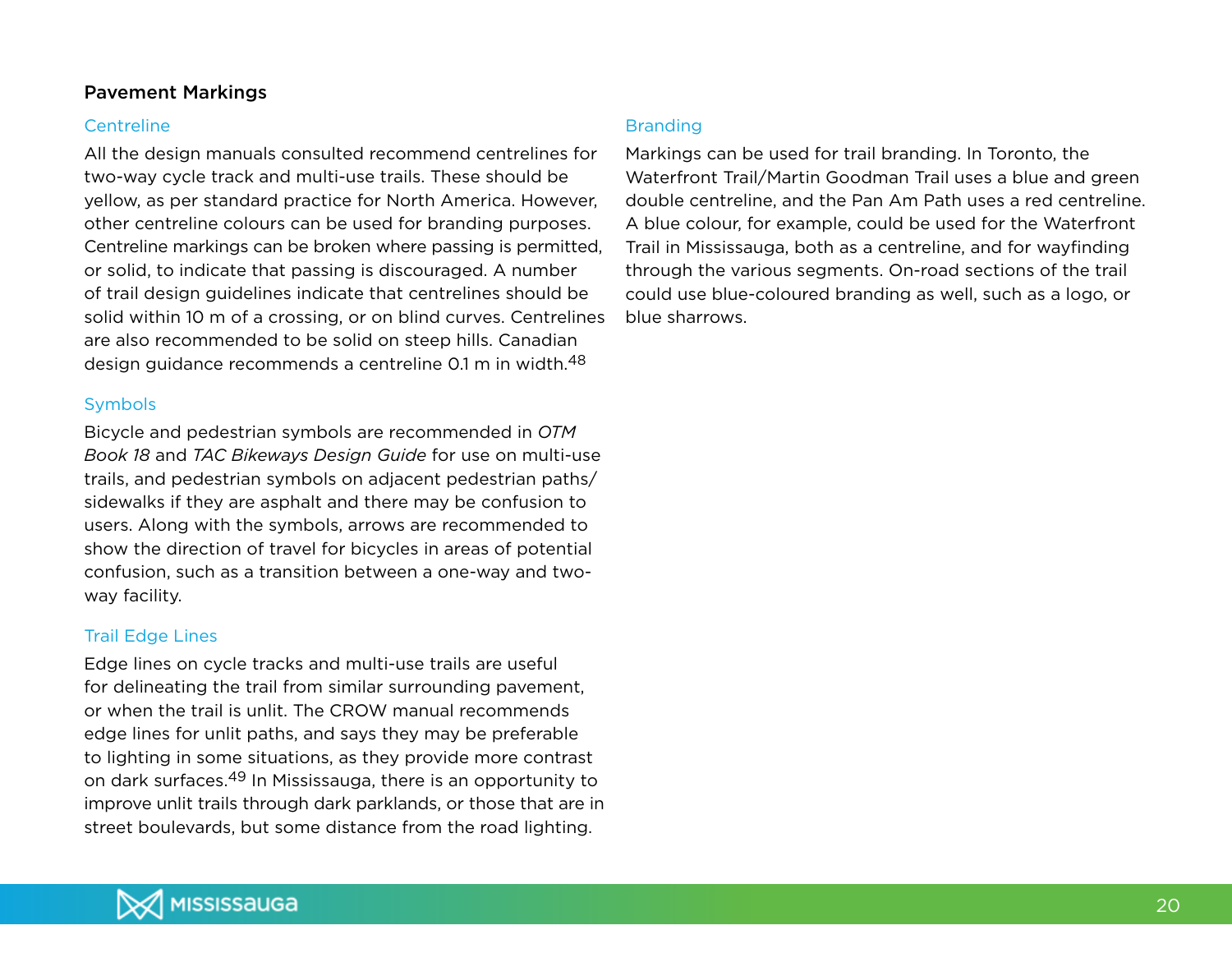## Pavement Markings

### Centreline

All the design manuals consulted recommend centrelines for two-way cycle track and multi-use trails. These should be yellow, as per standard practice for North America. However, other centreline colours can be used for branding purposes. Centreline markings can be broken where passing is permitted, or solid, to indicate that passing is discouraged. A number of trail design guidelines indicate that centrelines should be solid within 10 m of a crossing, or on blind curves. Centrelines are also recommended to be solid on steep hills. Canadian design guidance recommends a centreline 0.1 m in width.[48]

### Symbols

Bicycle and pedestrian symbols are recommended in *OTM Book 18* and *TAC Bikeways Design Guide* for use on multi-use trails, and pedestrian symbols on adjacent pedestrian paths/sidewalks if they are asphalt and there may be confusion to users. Along with the symbols, arrows are recommended to show the direction of travel for bicycles in areas of potential confusion, such as a transition between a one-way and two-way facility.

### Trail Edge Lines

Edge lines on cycle tracks and multi-use trails are useful for delineating the trail from similar surrounding pavement, or when the trail is unlit. The CROW manual recommends edge lines for unlit paths, and says they may be preferable to lighting in some situations, as they provide more contrast on dark surfaces.[49] In Mississauga, there is an opportunity to improve unlit trails through dark parklands, or those that are in street boulevards, but some distance from the road lighting.

### Branding

Markings can be used for trail branding. In Toronto, the Waterfront Trail/Martin Goodman Trail uses a blue and green double centreline, and the Pan Am Path uses a red centreline. A blue colour, for example, could be used for the Waterfront Trail in Mississauga, both as a centreline, and for wayfinding through the various segments. On-road sections of the trail could use blue-coloured branding as well, such as a logo, or blue sharrows.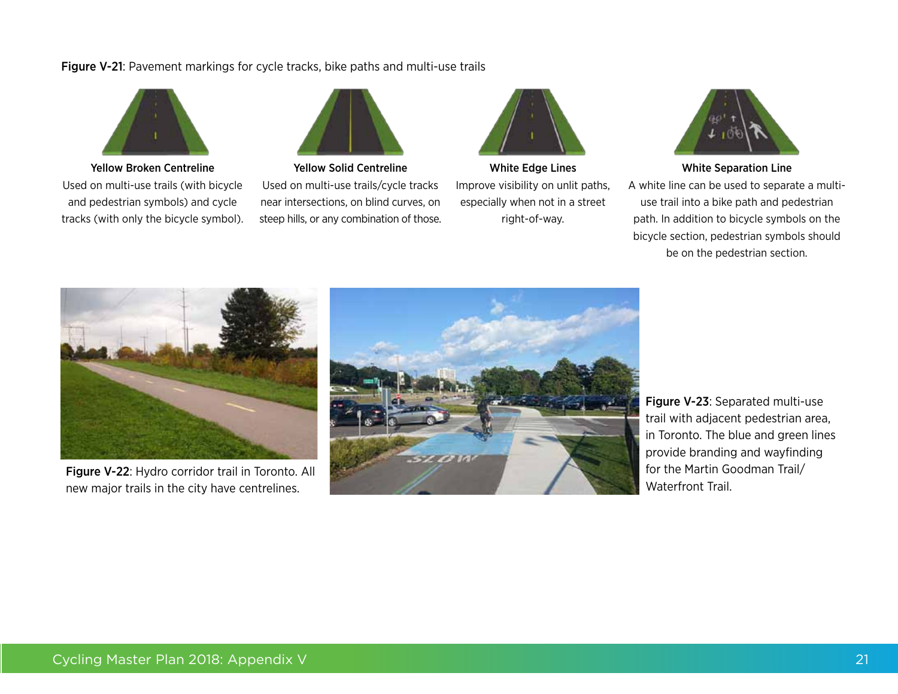**Figure V-21**: Pavement markings for cycle tracks, bike paths and multi-use trails

**Yellow Broken Centreline**
Used on multi-use trails (with bicycle and pedestrian symbols) and cycle tracks (with only the bicycle symbol).

**Yellow Solid Centreline**
Used on multi-use trails/cycle tracks near intersections, on blind curves, on steep hills, or any combination of those.

**White Edge Lines**
Improve visibility on unlit paths, especially when not in a street right-of-way.

**White Separation Line**
A white line can be used to separate a multi-use trail into a bike path and pedestrian path. In addition to bicycle symbols on the bicycle section, pedestrian symbols should be on the pedestrian section.

**Figure V-22**: Hydro corridor trail in Toronto. All new major trails in the city have centrelines.

**Figure V-23**: Separated multi-use trail with adjacent pedestrian area, in Toronto. The blue and green lines provide branding and wayfinding for the Martin Goodman Trail/ Waterfront Trail.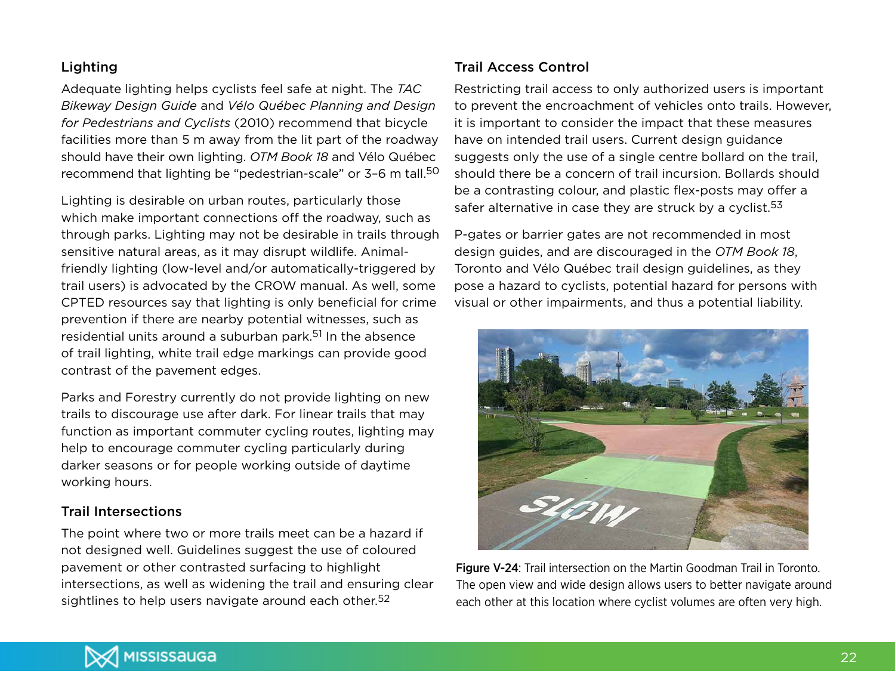### Lighting

Adequate lighting helps cyclists feel safe at night. The *TAC Bikeway Design Guide* and *Vélo Québec Planning and Design for Pedestrians and Cyclists* (2010) recommend that bicycle facilities more than 5 m away from the lit part of the roadway should have their own lighting. *OTM Book 18* and Vélo Québec recommend that lighting be "pedestrian-scale" or 3–6 m tall.[50]

Lighting is desirable on urban routes, particularly those which make important connections off the roadway, such as through parks. Lighting may not be desirable in trails through sensitive natural areas, as it may disrupt wildlife. Animal-friendly lighting (low-level and/or automatically-triggered by trail users) is advocated by the CROW manual. As well, some CPTED resources say that lighting is only beneficial for crime prevention if there are nearby potential witnesses, such as residential units around a suburban park.[51] In the absence of trail lighting, white trail edge markings can provide good contrast of the pavement edges.

Parks and Forestry currently do not provide lighting on new trails to discourage use after dark. For linear trails that may function as important commuter cycling routes, lighting may help to encourage commuter cycling particularly during darker seasons or for people working outside of daytime working hours.

### Trail Intersections

The point where two or more trails meet can be a hazard if not designed well. Guidelines suggest the use of coloured pavement or other contrasted surfacing to highlight intersections, as well as widening the trail and ensuring clear sightlines to help users navigate around each other.[52]

### Trail Access Control

Restricting trail access to only authorized users is important to prevent the encroachment of vehicles onto trails. However, it is important to consider the impact that these measures have on intended trail users. Current design guidance suggests only the use of a single centre bollard on the trail, should there be a concern of trail incursion. Bollards should be a contrasting colour, and plastic flex-posts may offer a safer alternative in case they are struck by a cyclist.[53]

P-gates or barrier gates are not recommended in most design guides, and are discouraged in the *OTM Book 18*, Toronto and Vélo Québec trail design guidelines, as they pose a hazard to cyclists, potential hazard for persons with visual or other impairments, and thus a potential liability.

**Figure V-24**: Trail intersection on the Martin Goodman Trail in Toronto. The open view and wide design allows users to better navigate around each other at this location where cyclist volumes are often very high.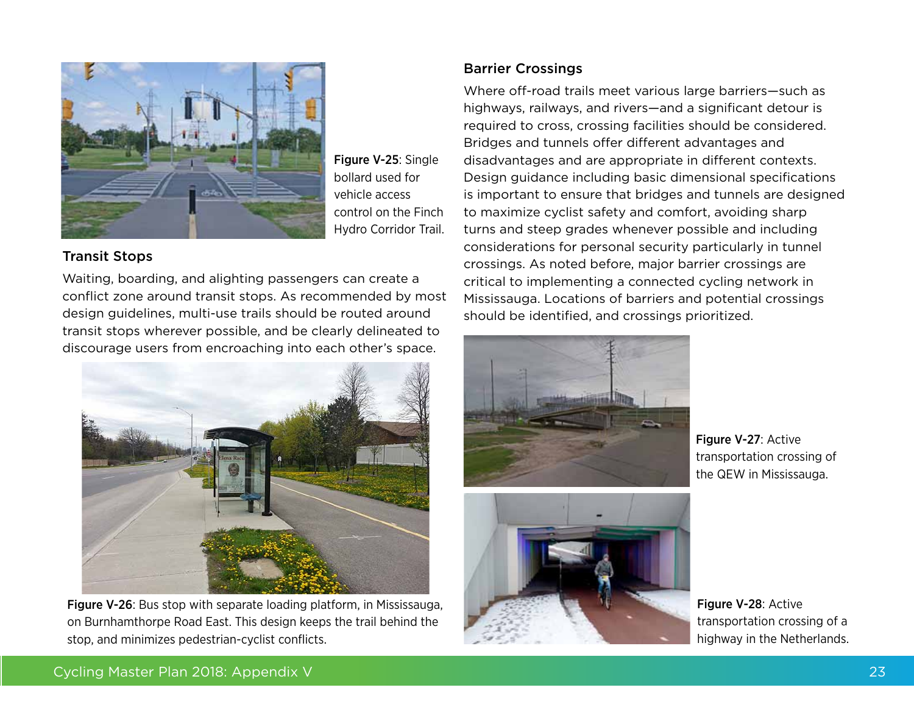**Figure V-25**: Single bollard used for vehicle access control on the Finch Hydro Corridor Trail.

## Transit Stops

Waiting, boarding, and alighting passengers can create a conflict zone around transit stops. As recommended by most design guidelines, multi-use trails should be routed around transit stops wherever possible, and be clearly delineated to discourage users from encroaching into each other's space.

**Figure V-26**: Bus stop with separate loading platform, in Mississauga, on Burnhamthorpe Road East. This design keeps the trail behind the stop, and minimizes pedestrian-cyclist conflicts.

## Barrier Crossings

Where off-road trails meet various large barriers—such as highways, railways, and rivers—and a significant detour is required to cross, crossing facilities should be considered. Bridges and tunnels offer different advantages and disadvantages and are appropriate in different contexts. Design guidance including basic dimensional specifications is important to ensure that bridges and tunnels are designed to maximize cyclist safety and comfort, avoiding sharp turns and steep grades whenever possible and including considerations for personal security particularly in tunnel crossings. As noted before, major barrier crossings are critical to implementing a connected cycling network in Mississauga. Locations of barriers and potential crossings should be identified, and crossings prioritized.

**Figure V-27**: Active transportation crossing of the QEW in Mississauga.

**Figure V-28**: Active transportation crossing of a highway in the Netherlands.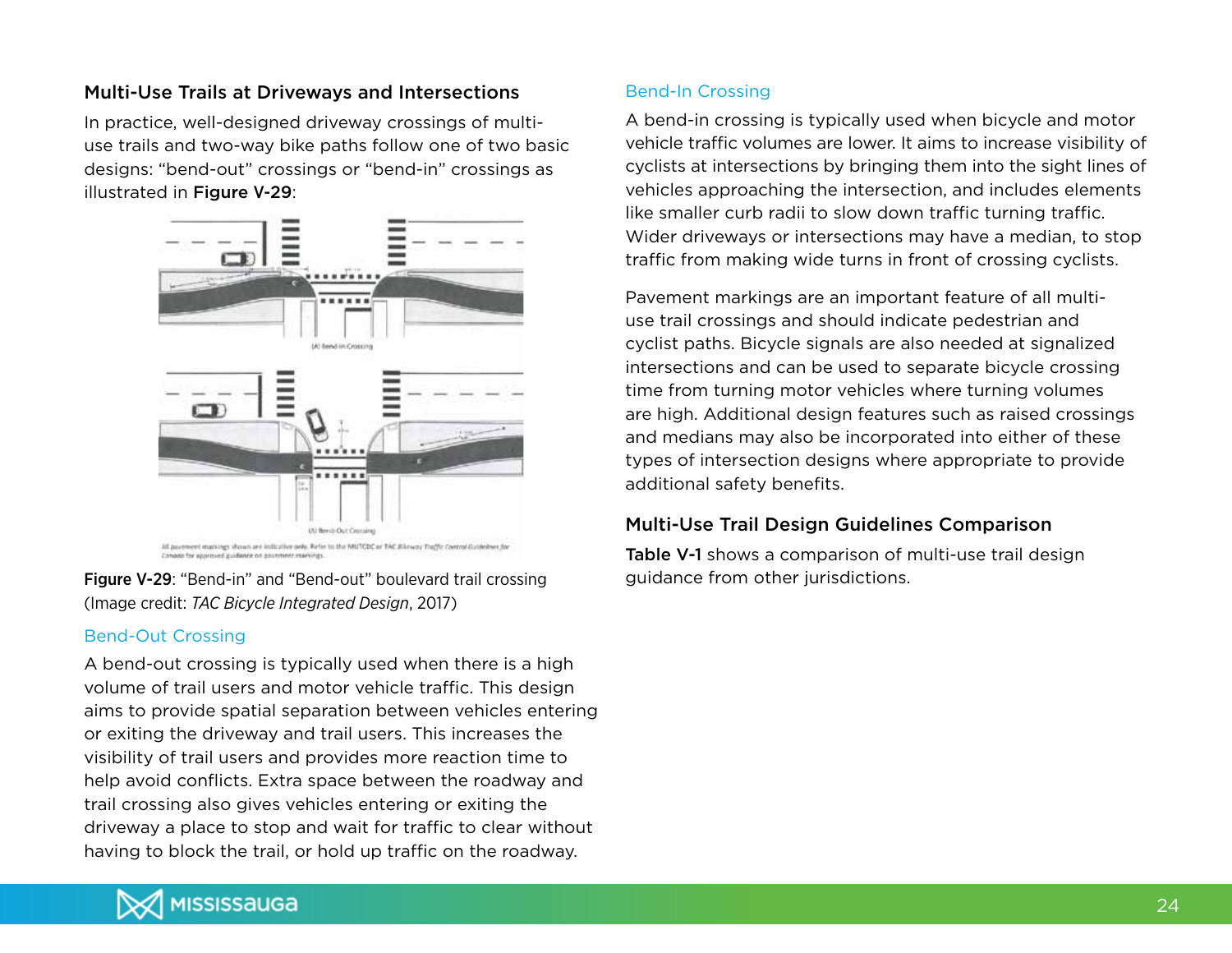### Multi-Use Trails at Driveways and Intersections

In practice, well-designed driveway crossings of multi-use trails and two-way bike paths follow one of two basic designs: "bend-out" crossings or "bend-in" crossings as illustrated in **Figure V-29**:

**Figure V-29**: "Bend-in" and "Bend-out" boulevard trail crossing (Image credit: *TAC Bicycle Integrated Design*, 2017)

#### Bend-Out Crossing

A bend-out crossing is typically used when there is a high volume of trail users and motor vehicle traffic. This design aims to provide spatial separation between vehicles entering or exiting the driveway and trail users. This increases the visibility of trail users and provides more reaction time to help avoid conflicts. Extra space between the roadway and trail crossing also gives vehicles entering or exiting the driveway a place to stop and wait for traffic to clear without having to block the trail, or hold up traffic on the roadway.

#### Bend-In Crossing

A bend-in crossing is typically used when bicycle and motor vehicle traffic volumes are lower. It aims to increase visibility of cyclists at intersections by bringing them into the sight lines of vehicles approaching the intersection, and includes elements like smaller curb radii to slow down traffic turning traffic. Wider driveways or intersections may have a median, to stop traffic from making wide turns in front of crossing cyclists.

Pavement markings are an important feature of all multi-use trail crossings and should indicate pedestrian and cyclist paths. Bicycle signals are also needed at signalized intersections and can be used to separate bicycle crossing time from turning motor vehicles where turning volumes are high. Additional design features such as raised crossings and medians may also be incorporated into either of these types of intersection designs where appropriate to provide additional safety benefits.

### Multi-Use Trail Design Guidelines Comparison

**Table V-1** shows a comparison of multi-use trail design guidance from other jurisdictions.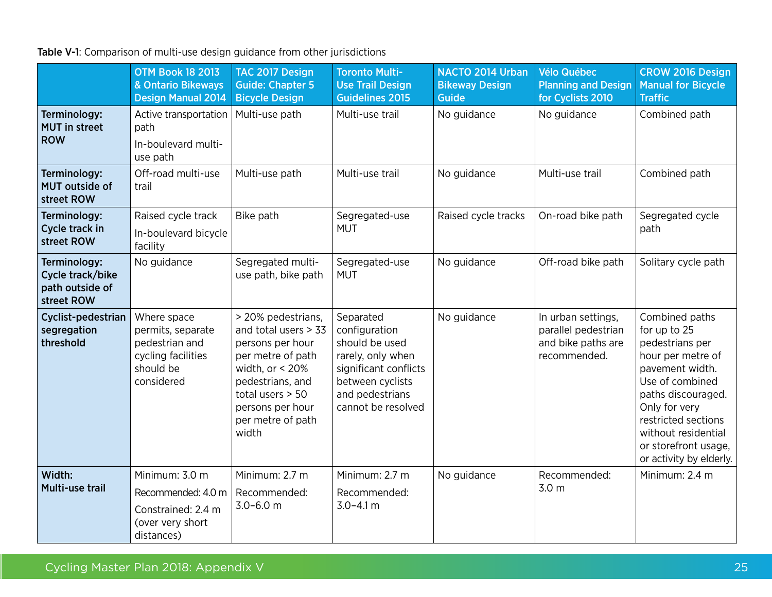**Table V-1**: Comparison of multi-use design guidance from other jurisdictions

| | OTM Book 18 2013 & Ontario Bikeways Design Manual 2014 | TAC 2017 Design Guide: Chapter 5 Bicycle Design | Toronto Multi-Use Trail Design Guidelines 2015 | NACTO 2014 Urban Bikeway Design Guide | Vélo Québec Planning and Design for Cyclists 2010 | CROW 2016 Design Manual for Bicycle Traffic |
|---|---|---|---|---|---|---|
| **Terminology: MUT in street ROW** | Active transportation path<br>In-boulevard multi-use path | Multi-use path | Multi-use trail | No guidance | No guidance | Combined path |
| **Terminology: MUT outside of street ROW** | Off-road multi-use trail | Multi-use path | Multi-use trail | No guidance | Multi-use trail | Combined path |
| **Terminology: Cycle track in street ROW** | Raised cycle track<br>In-boulevard bicycle facility | Bike path | Segregated-use MUT | Raised cycle tracks | On-road bike path | Segregated cycle path |
| **Terminology: Cycle track/bike path outside of street ROW** | No guidance | Segregated multi-use path, bike path | Segregated-use MUT | No guidance | Off-road bike path | Solitary cycle path |
| **Cyclist-pedestrian segregation threshold** | Where space permits, separate pedestrian and cycling facilities should be considered | > 20% pedestrians, and total users > 33 persons per hour per metre of path width, or < 20% pedestrians, and total users > 50 persons per hour per metre of path width | Separated configuration should be used rarely, only when significant conflicts between cyclists and pedestrians cannot be resolved | No guidance | In urban settings, parallel pedestrian and bike paths are recommended. | Combined paths for up to 25 pedestrians per hour per metre of pavement width. Use of combined paths discouraged. Only for very restricted sections without residential or storefront usage, or activity by elderly. |
| **Width: Multi-use trail** | Minimum: 3.0 m<br>Recommended: 4.0 m<br>Constrained: 2.4 m (over very short distances) | Minimum: 2.7 m<br>Recommended: 3.0–6.0 m | Minimum: 2.7 m<br>Recommended: 3.0–4.1 m | No guidance | Recommended: 3.0 m | Minimum: 2.4 m |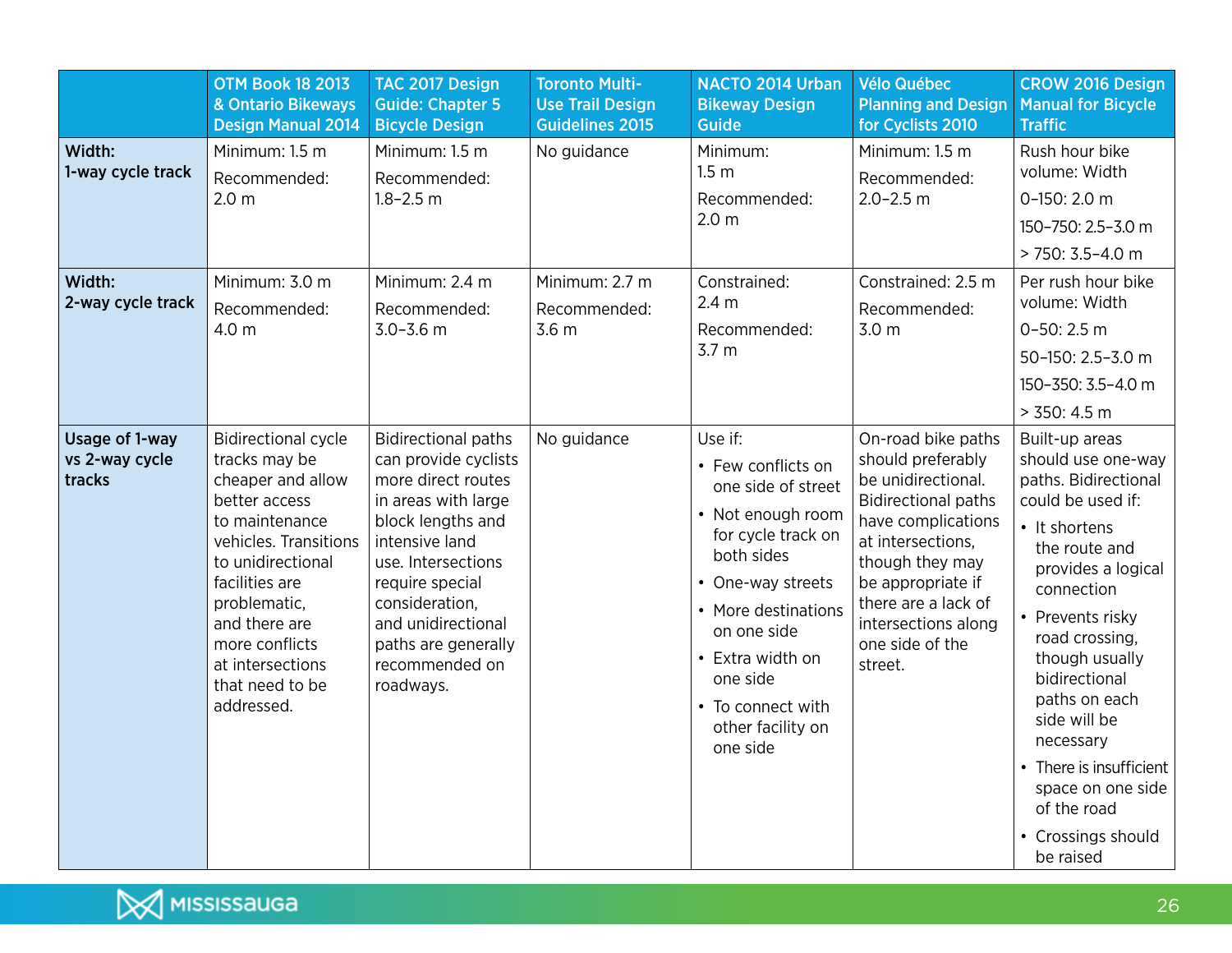| | OTM Book 18 2013 & Ontario Bikeways Design Manual 2014 | TAC 2017 Design Guide: Chapter 5 Bicycle Design | Toronto Multi-Use Trail Design Guidelines 2015 | NACTO 2014 Urban Bikeway Design Guide | Vélo Québec Planning and Design for Cyclists 2010 | CROW 2016 Design Manual for Bicycle Traffic |
|---|---|---|---|---|---|---|
| **Width: 1-way cycle track** | Minimum: 1.5 m<br>Recommended: 2.0 m | Minimum: 1.5 m<br>Recommended: 1.8–2.5 m | No guidance | Minimum: 1.5 m<br>Recommended: 2.0 m | Minimum: 1.5 m<br>Recommended: 2.0–2.5 m | Rush hour bike volume: Width<br>0–150: 2.0 m<br>150–750: 2.5–3.0 m<br>> 750: 3.5–4.0 m |
| **Width: 2-way cycle track** | Minimum: 3.0 m<br>Recommended: 4.0 m | Minimum: 2.4 m<br>Recommended: 3.0–3.6 m | Minimum: 2.7 m<br>Recommended: 3.6 m | Constrained: 2.4 m<br>Recommended: 3.7 m | Constrained: 2.5 m<br>Recommended: 3.0 m | Per rush hour bike volume: Width<br>0–50: 2.5 m<br>50–150: 2.5–3.0 m<br>150–350: 3.5–4.0 m<br>> 350: 4.5 m |
| **Usage of 1-way vs 2-way cycle tracks** | Bidirectional cycle tracks may be cheaper and allow better access to maintenance vehicles. Transitions to unidirectional facilities are problematic, and there are more conflicts at intersections that need to be addressed. | Bidirectional paths can provide cyclists more direct routes in areas with large block lengths and intensive land use. Intersections require special consideration, and unidirectional paths are generally recommended on roadways. | No guidance | Use if:<br>• Few conflicts on one side of street<br>• Not enough room for cycle track on both sides<br>• One-way streets<br>• More destinations on one side<br>• Extra width on one side<br>• To connect with other facility on one side | On-road bike paths should preferably be unidirectional. Bidirectional paths have complications at intersections, though they may be appropriate if there are a lack of intersections along one side of the street. | Built-up areas should use one-way paths. Bidirectional could be used if:<br>• It shortens the route and provides a logical connection<br>• Prevents risky road crossing, though usually bidirectional paths on each side will be necessary<br>• There is insufficient space on one side of the road<br>• Crossings should be raised |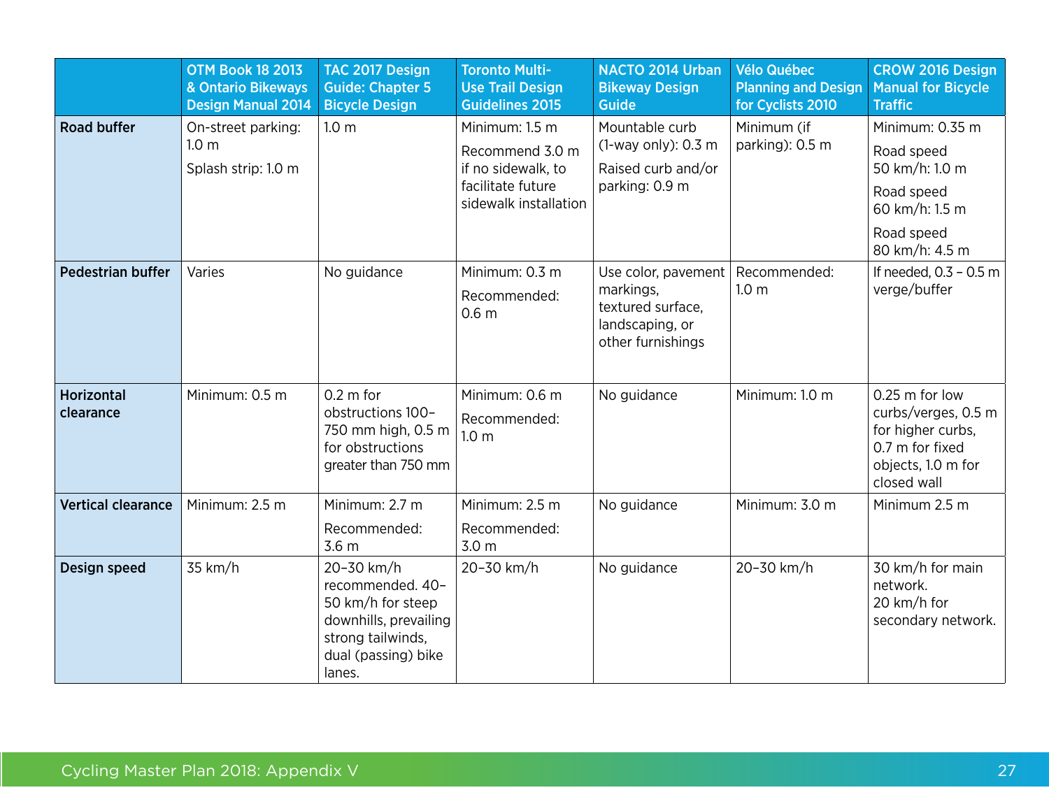| | OTM Book 18 2013 & Ontario Bikeways Design Manual 2014 | TAC 2017 Design Guide: Chapter 5 Bicycle Design | Toronto Multi-Use Trail Design Guidelines 2015 | NACTO 2014 Urban Bikeway Design Guide | Vélo Québec Planning and Design for Cyclists 2010 | CROW 2016 Design Manual for Bicycle Traffic |
|---|---|---|---|---|---|---|
| **Road buffer** | On-street parking: 1.0 m<br><br>Splash strip: 1.0 m | 1.0 m | Minimum: 1.5 m<br><br>Recommend 3.0 m if no sidewalk, to facilitate future sidewalk installation | Mountable curb (1-way only): 0.3 m<br><br>Raised curb and/or parking: 0.9 m | Minimum (if parking): 0.5 m | Minimum: 0.35 m<br><br>Road speed 50 km/h: 1.0 m<br><br>Road speed 60 km/h: 1.5 m<br><br>Road speed 80 km/h: 4.5 m |
| **Pedestrian buffer** | Varies | No guidance | Minimum: 0.3 m<br><br>Recommended: 0.6 m | Use color, pavement markings, textured surface, landscaping, or other furnishings | Recommended: 1.0 m | If needed, 0.3 – 0.5 m verge/buffer |
| **Horizontal clearance** | Minimum: 0.5 m | 0.2 m for obstructions 100–750 mm high, 0.5 m for obstructions greater than 750 mm | Minimum: 0.6 m<br><br>Recommended: 1.0 m | No guidance | Minimum: 1.0 m | 0.25 m for low curbs/verges, 0.5 m for higher curbs, 0.7 m for fixed objects, 1.0 m for closed wall |
| **Vertical clearance** | Minimum: 2.5 m | Minimum: 2.7 m<br><br>Recommended: 3.6 m | Minimum: 2.5 m<br><br>Recommended: 3.0 m | No guidance | Minimum: 3.0 m | Minimum 2.5 m |
| **Design speed** | 35 km/h | 20–30 km/h recommended. 40–50 km/h for steep downhills, prevailing strong tailwinds, dual (passing) bike lanes. | 20–30 km/h | No guidance | 20–30 km/h | 30 km/h for main network.<br>20 km/h for secondary network. |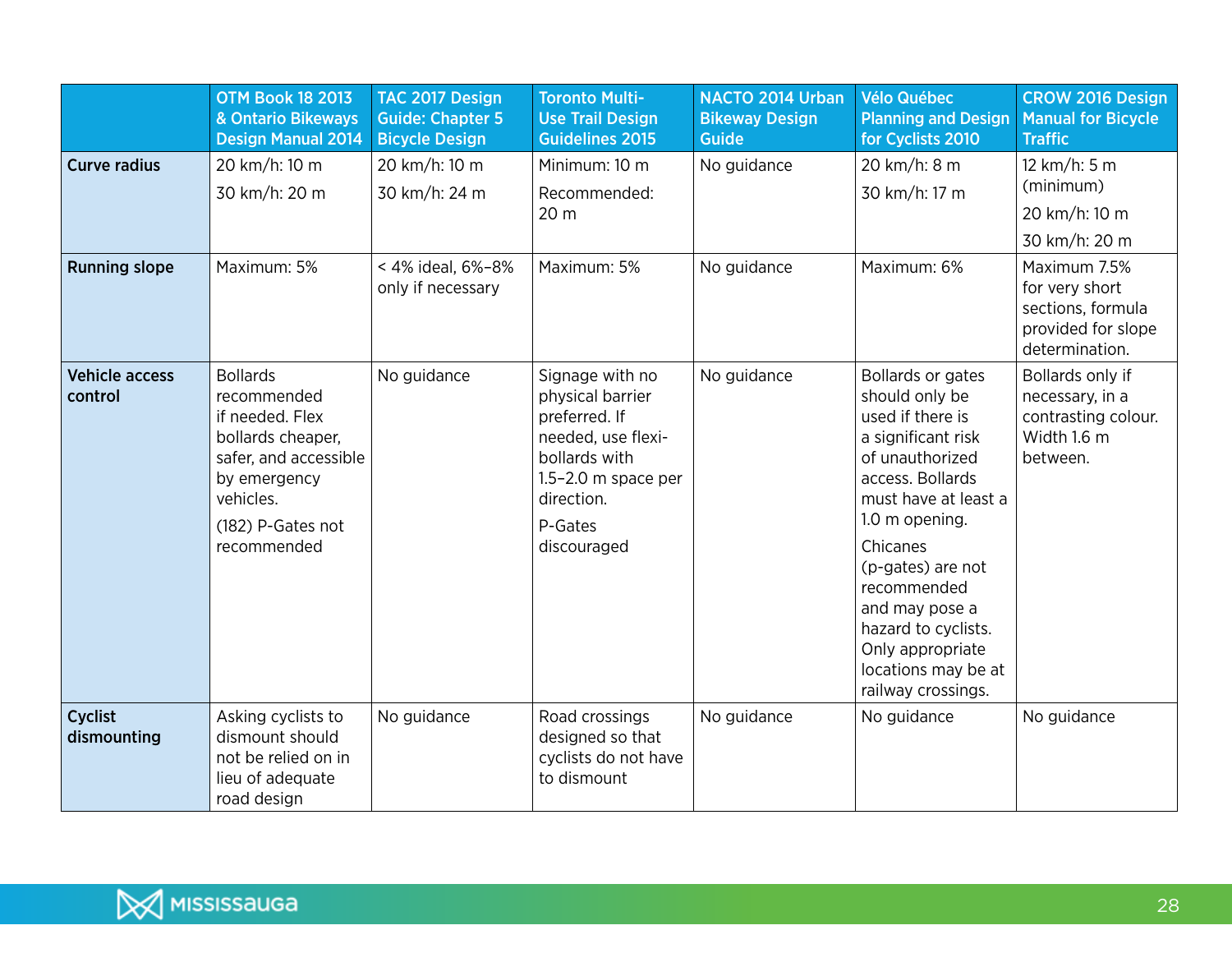| | OTM Book 18 2013 & Ontario Bikeways Design Manual 2014 | TAC 2017 Design Guide: Chapter 5 Bicycle Design | Toronto Multi-Use Trail Design Guidelines 2015 | NACTO 2014 Urban Bikeway Design Guide | Vélo Québec Planning and Design for Cyclists 2010 | CROW 2016 Design Manual for Bicycle Traffic |
|---|---|---|---|---|---|---|
| **Curve radius** | 20 km/h: 10 m<br>30 km/h: 20 m | 20 km/h: 10 m<br>30 km/h: 24 m | Minimum: 10 m<br>Recommended: 20 m | No guidance | 20 km/h: 8 m<br>30 km/h: 17 m | 12 km/h: 5 m (minimum)<br>20 km/h: 10 m<br>30 km/h: 20 m |
| **Running slope** | Maximum: 5% | < 4% ideal, 6%–8% only if necessary | Maximum: 5% | No guidance | Maximum: 6% | Maximum 7.5% for very short sections, formula provided for slope determination. |
| **Vehicle access control** | Bollards recommended if needed. Flex bollards cheaper, safer, and accessible by emergency vehicles.<br>(182) P-Gates not recommended | No guidance | Signage with no physical barrier preferred. If needed, use flexi-bollards with 1.5–2.0 m space per direction.<br>P-Gates discouraged | No guidance | Bollards or gates should only be used if there is a significant risk of unauthorized access. Bollards must have at least a 1.0 m opening.<br>Chicanes (p-gates) are not recommended and may pose a hazard to cyclists. Only appropriate locations may be at railway crossings. | Bollards only if necessary, in a contrasting colour. Width 1.6 m between. |
| **Cyclist dismounting** | Asking cyclists to dismount should not be relied on in lieu of adequate road design | No guidance | Road crossings designed so that cyclists do not have to dismount | No guidance | No guidance | No guidance |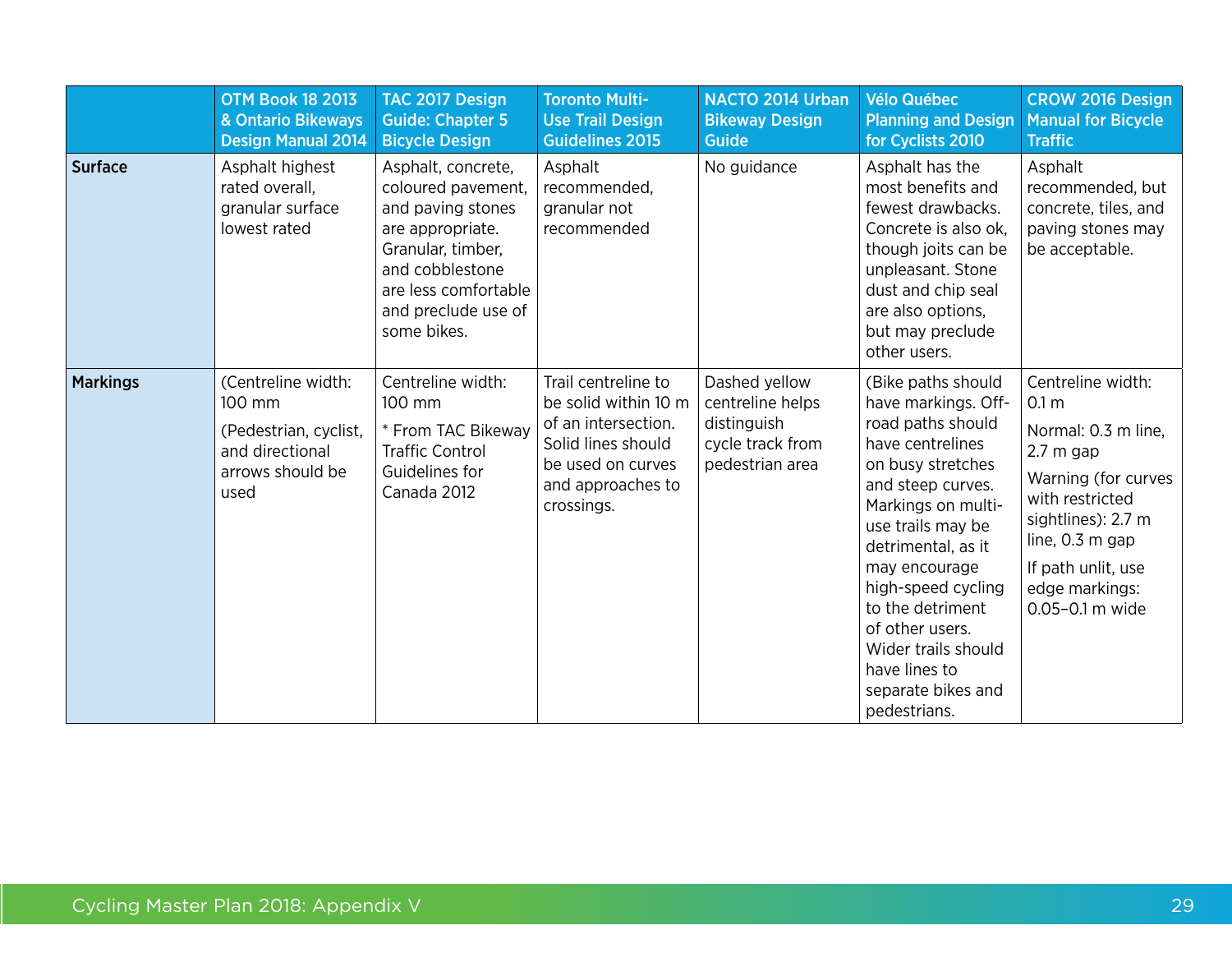| | OTM Book 18 2013 & Ontario Bikeways Design Manual 2014 | TAC 2017 Design Guide: Chapter 5 Bicycle Design | Toronto Multi-Use Trail Design Guidelines 2015 | NACTO 2014 Urban Bikeway Design Guide | Vélo Québec Planning and Design for Cyclists 2010 | CROW 2016 Design Manual for Bicycle Traffic |
|---|---|---|---|---|---|---|
| **Surface** | Asphalt highest rated overall, granular surface lowest rated | Asphalt, concrete, coloured pavement, and paving stones are appropriate. Granular, timber, and cobblestone are less comfortable and preclude use of some bikes. | Asphalt recommended, granular not recommended | No guidance | Asphalt has the most benefits and fewest drawbacks. Concrete is also ok, though joits can be unpleasant. Stone dust and chip seal are also options, but may preclude other users. | Asphalt recommended, but concrete, tiles, and paving stones may be acceptable. |
| **Markings** | (Centreline width: 100 mm<br><br>(Pedestrian, cyclist, and directional arrows should be used | Centreline width: 100 mm<br><br>* From TAC Bikeway Traffic Control Guidelines for Canada 2012 | Trail centreline to be solid within 10 m of an intersection. Solid lines should be used on curves and approaches to crossings. | Dashed yellow centreline helps distinguish cycle track from pedestrian area | (Bike paths should have markings. Off-road paths should have centrelines on busy stretches and steep curves. Markings on multi-use trails may be detrimental, as it may encourage high-speed cycling to the detriment of other users. Wider trails should have lines to separate bikes and pedestrians. | Centreline width: 0.1 m<br><br>Normal: 0.3 m line, 2.7 m gap<br><br>Warning (for curves with restricted sightlines): 2.7 m line, 0.3 m gap<br><br>If path unlit, use edge markings: 0.05–0.1 m wide |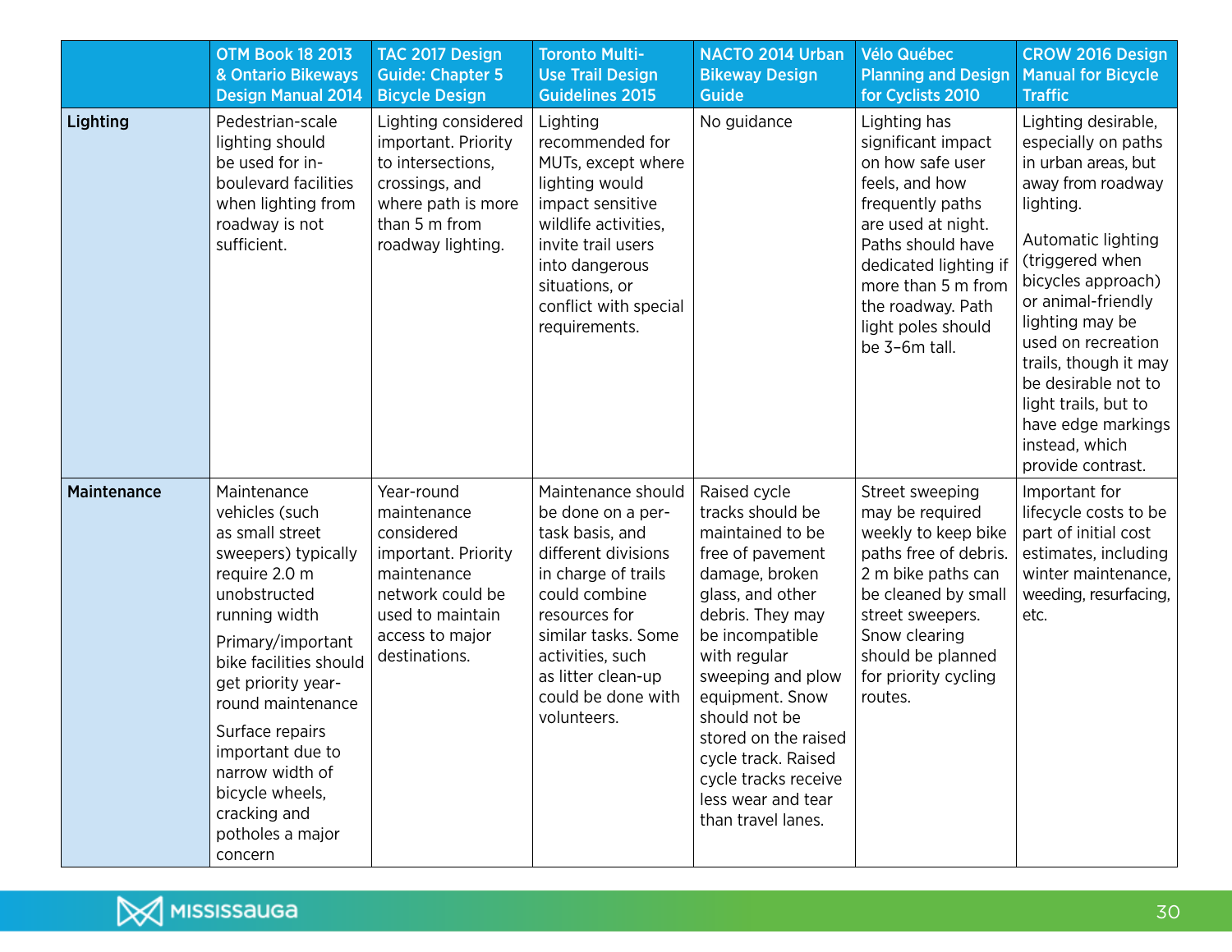| | OTM Book 18 2013 & Ontario Bikeways Design Manual 2014 | TAC 2017 Design Guide: Chapter 5 Bicycle Design | Toronto Multi-Use Trail Design Guidelines 2015 | NACTO 2014 Urban Bikeway Design Guide | Vélo Québec Planning and Design for Cyclists 2010 | CROW 2016 Design Manual for Bicycle Traffic |
|---|---|---|---|---|---|---|
| **Lighting** | Pedestrian-scale lighting should be used for in-boulevard facilities when lighting from roadway is not sufficient. | Lighting considered important. Priority to intersections, crossings, and where path is more than 5 m from roadway lighting. | Lighting recommended for MUTs, except where lighting would impact sensitive wildlife activities, invite trail users into dangerous situations, or conflict with special requirements. | No guidance | Lighting has significant impact on how safe user feels, and how frequently paths are used at night. Paths should have dedicated lighting if more than 5 m from the roadway. Path light poles should be 3–6m tall. | Lighting desirable, especially on paths in urban areas, but away from roadway lighting.<br><br>Automatic lighting (triggered when bicycles approach) or animal-friendly lighting may be used on recreation trails, though it may be desirable not to light trails, but to have edge markings instead, which provide contrast. |
| **Maintenance** | Maintenance vehicles (such as small street sweepers) typically require 2.0 m unobstructed running width<br><br>Primary/important bike facilities should get priority year-round maintenance<br><br>Surface repairs important due to narrow width of bicycle wheels, cracking and potholes a major concern | Year-round maintenance considered important. Priority maintenance network could be used to maintain access to major destinations. | Maintenance should be done on a per-task basis, and different divisions in charge of trails could combine resources for similar tasks. Some activities, such as litter clean-up could be done with volunteers. | Raised cycle tracks should be maintained to be free of pavement damage, broken glass, and other debris. They may be incompatible with regular sweeping and plow equipment. Snow should not be stored on the raised cycle track. Raised cycle tracks receive less wear and tear than travel lanes. | Street sweeping may be required weekly to keep bike paths free of debris. 2 m bike paths can be cleaned by small street sweepers. Snow clearing should be planned for priority cycling routes. | Important for lifecycle costs to be part of initial cost estimates, including winter maintenance, weeding, resurfacing, etc. |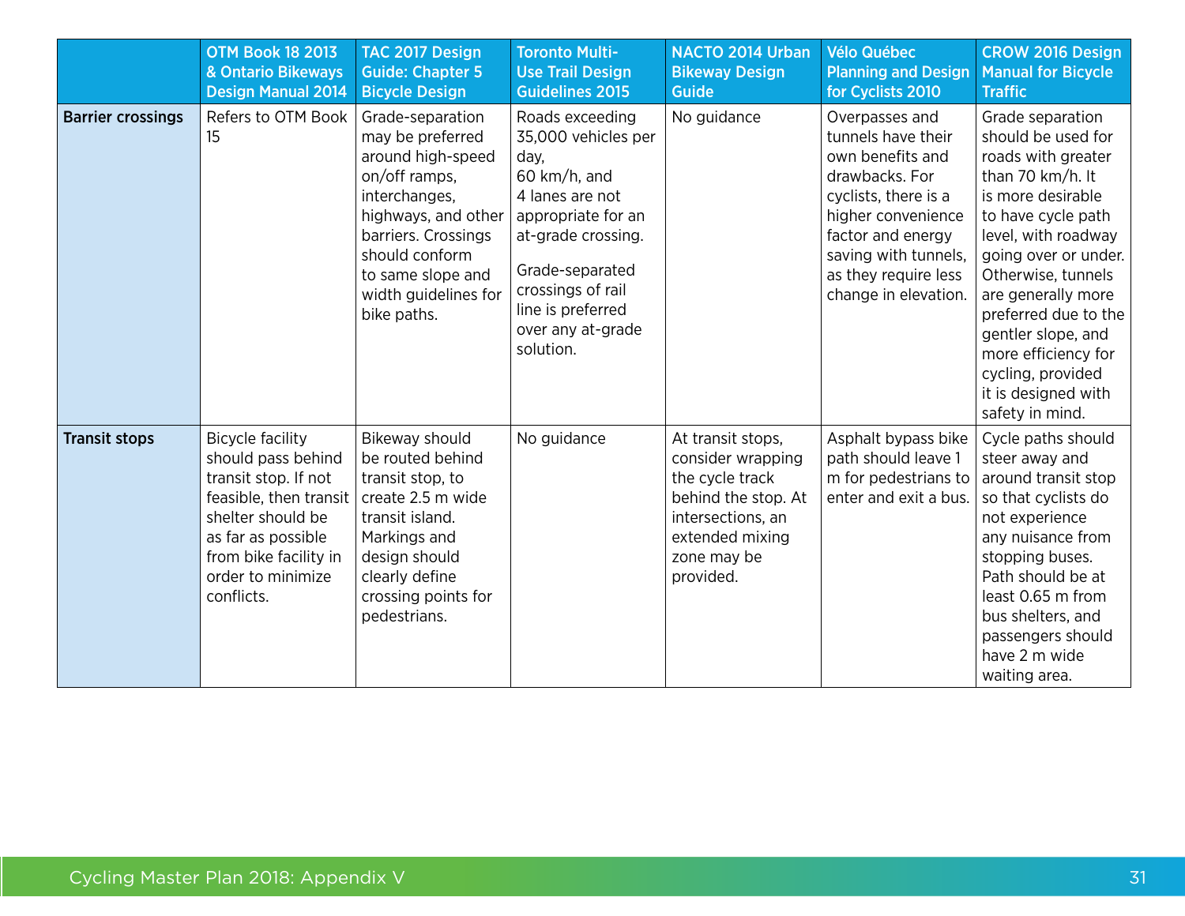| | OTM Book 18 2013 & Ontario Bikeways Design Manual 2014 | TAC 2017 Design Guide: Chapter 5 Bicycle Design | Toronto Multi-Use Trail Design Guidelines 2015 | NACTO 2014 Urban Bikeway Design Guide | Vélo Québec Planning and Design for Cyclists 2010 | CROW 2016 Design Manual for Bicycle Traffic |
|---|---|---|---|---|---|---|
| **Barrier crossings** | Refers to OTM Book 15 | Grade-separation may be preferred around high-speed on/off ramps, interchanges, highways, and other barriers. Crossings should conform to same slope and width guidelines for bike paths. | Roads exceeding 35,000 vehicles per day, 60 km/h, and 4 lanes are not appropriate for an at-grade crossing.<br><br>Grade-separated crossings of rail line is preferred over any at-grade solution. | No guidance | Overpasses and tunnels have their own benefits and drawbacks. For cyclists, there is a higher convenience factor and energy saving with tunnels, as they require less change in elevation. | Grade separation should be used for roads with greater than 70 km/h. It is more desirable to have cycle path level, with roadway going over or under. Otherwise, tunnels are generally more preferred due to the gentler slope, and more efficiency for cycling, provided it is designed with safety in mind. |
| **Transit stops** | Bicycle facility should pass behind transit stop. If not feasible, then transit shelter should be as far as possible from bike facility in order to minimize conflicts. | Bikeway should be routed behind transit stop, to create 2.5 m wide transit island. Markings and design should clearly define crossing points for pedestrians. | No guidance | At transit stops, consider wrapping the cycle track behind the stop. At intersections, an extended mixing zone may be provided. | Asphalt bypass bike path should leave 1 m for pedestrians to enter and exit a bus. | Cycle paths should steer away and around transit stop so that cyclists do not experience any nuisance from stopping buses. Path should be at least 0.65 m from bus shelters, and passengers should have 2 m wide waiting area. |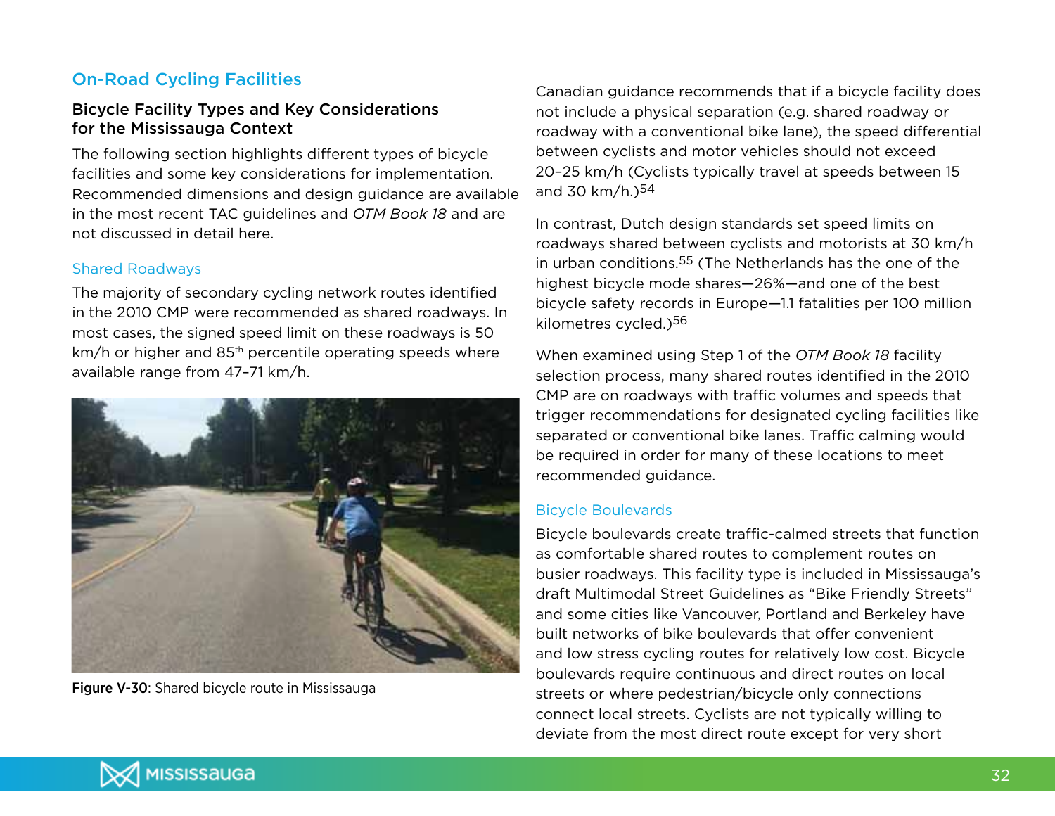## On-Road Cycling Facilities

### Bicycle Facility Types and Key Considerations for the Mississauga Context

The following section highlights different types of bicycle facilities and some key considerations for implementation. Recommended dimensions and design guidance are available in the most recent TAC guidelines and *OTM Book 18* and are not discussed in detail here.

#### Shared Roadways

The majority of secondary cycling network routes identified in the 2010 CMP were recommended as shared roadways. In most cases, the signed speed limit on these roadways is 50 km/h or higher and 85th percentile operating speeds where available range from 47–71 km/h.

**Figure V-30**: Shared bicycle route in Mississauga

Canadian guidance recommends that if a bicycle facility does not include a physical separation (e.g. shared roadway or roadway with a conventional bike lane), the speed differential between cyclists and motor vehicles should not exceed 20–25 km/h (Cyclists typically travel at speeds between 15 and 30 km/h.)[54]

In contrast, Dutch design standards set speed limits on roadways shared between cyclists and motorists at 30 km/h in urban conditions.[55] (The Netherlands has the one of the highest bicycle mode shares—26%—and one of the best bicycle safety records in Europe—1.1 fatalities per 100 million kilometres cycled.)[56]

When examined using Step 1 of the *OTM Book 18* facility selection process, many shared routes identified in the 2010 CMP are on roadways with traffic volumes and speeds that trigger recommendations for designated cycling facilities like separated or conventional bike lanes. Traffic calming would be required in order for many of these locations to meet recommended guidance.

#### Bicycle Boulevards

Bicycle boulevards create traffic-calmed streets that function as comfortable shared routes to complement routes on busier roadways. This facility type is included in Mississauga's draft Multimodal Street Guidelines as "Bike Friendly Streets" and some cities like Vancouver, Portland and Berkeley have built networks of bike boulevards that offer convenient and low stress cycling routes for relatively low cost. Bicycle boulevards require continuous and direct routes on local streets or where pedestrian/bicycle only connections connect local streets. Cyclists are not typically willing to deviate from the most direct route except for very short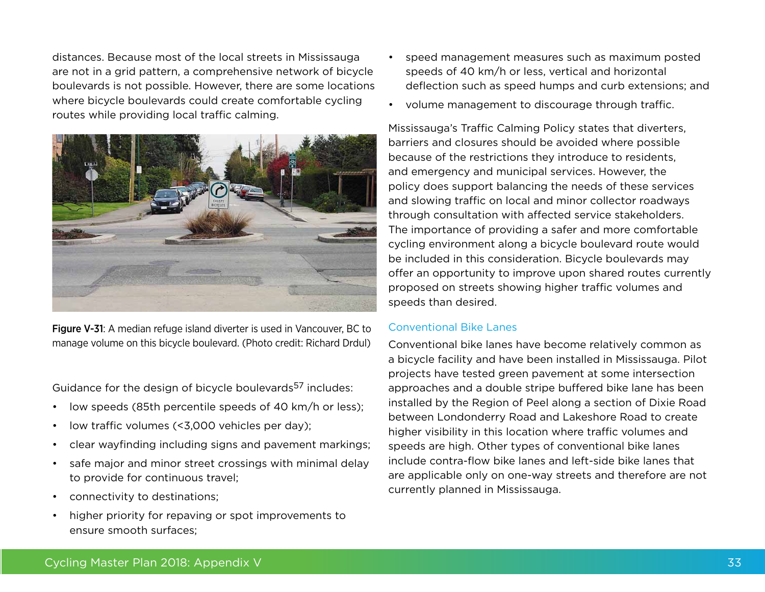distances. Because most of the local streets in Mississauga are not in a grid pattern, a comprehensive network of bicycle boulevards is not possible. However, there are some locations where bicycle boulevards could create comfortable cycling routes while providing local traffic calming.

**Figure V-31**: A median refuge island diverter is used in Vancouver, BC to manage volume on this bicycle boulevard. (Photo credit: Richard Drdul)

Guidance for the design of bicycle boulevards[57] includes:

- low speeds (85th percentile speeds of 40 km/h or less);
- low traffic volumes (<3,000 vehicles per day);
- clear wayfinding including signs and pavement markings;
- safe major and minor street crossings with minimal delay to provide for continuous travel;
- connectivity to destinations;
- higher priority for repaving or spot improvements to ensure smooth surfaces;
- speed management measures such as maximum posted speeds of 40 km/h or less, vertical and horizontal deflection such as speed humps and curb extensions; and
- volume management to discourage through traffic.

Mississauga's Traffic Calming Policy states that diverters, barriers and closures should be avoided where possible because of the restrictions they introduce to residents, and emergency and municipal services. However, the policy does support balancing the needs of these services and slowing traffic on local and minor collector roadways through consultation with affected service stakeholders. The importance of providing a safer and more comfortable cycling environment along a bicycle boulevard route would be included in this consideration. Bicycle boulevards may offer an opportunity to improve upon shared routes currently proposed on streets showing higher traffic volumes and speeds than desired.

### Conventional Bike Lanes

Conventional bike lanes have become relatively common as a bicycle facility and have been installed in Mississauga. Pilot projects have tested green pavement at some intersection approaches and a double stripe buffered bike lane has been installed by the Region of Peel along a section of Dixie Road between Londonderry Road and Lakeshore Road to create higher visibility in this location where traffic volumes and speeds are high. Other types of conventional bike lanes include contra-flow bike lanes and left-side bike lanes that are applicable only on one-way streets and therefore are not currently planned in Mississauga.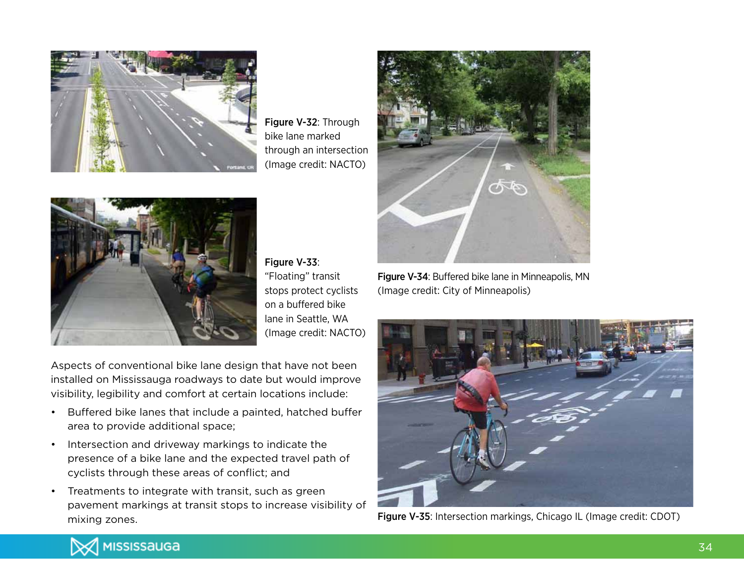**Figure V-32**: Through bike lane marked through an intersection (Image credit: NACTO)

**Figure V-33**: "Floating" transit stops protect cyclists on a buffered bike lane in Seattle, WA (Image credit: NACTO)

**Figure V-34**: Buffered bike lane in Minneapolis, MN (Image credit: City of Minneapolis)

Aspects of conventional bike lane design that have not been installed on Mississauga roadways to date but would improve visibility, legibility and comfort at certain locations include:

- Buffered bike lanes that include a painted, hatched buffer area to provide additional space;
- Intersection and driveway markings to indicate the presence of a bike lane and the expected travel path of cyclists through these areas of conflict; and
- Treatments to integrate with transit, such as green pavement markings at transit stops to increase visibility of mixing zones.

**Figure V-35**: Intersection markings, Chicago IL (Image credit: CDOT)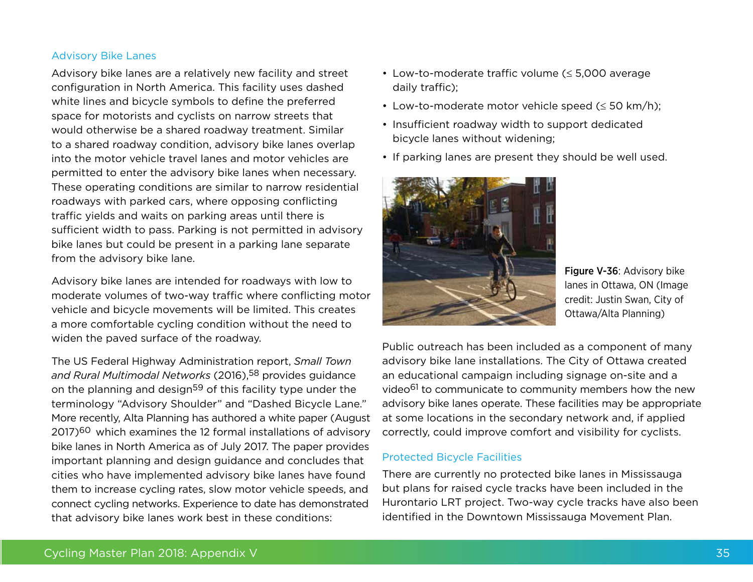### Advisory Bike Lanes

Advisory bike lanes are a relatively new facility and street configuration in North America. This facility uses dashed white lines and bicycle symbols to define the preferred space for motorists and cyclists on narrow streets that would otherwise be a shared roadway treatment. Similar to a shared roadway condition, advisory bike lanes overlap into the motor vehicle travel lanes and motor vehicles are permitted to enter the advisory bike lanes when necessary. These operating conditions are similar to narrow residential roadways with parked cars, where opposing conflicting traffic yields and waits on parking areas until there is sufficient width to pass. Parking is not permitted in advisory bike lanes but could be present in a parking lane separate from the advisory bike lane.

Advisory bike lanes are intended for roadways with low to moderate volumes of two-way traffic where conflicting motor vehicle and bicycle movements will be limited. This creates a more comfortable cycling condition without the need to widen the paved surface of the roadway.

The US Federal Highway Administration report, *Small Town and Rural Multimodal Networks* (2016),[58] provides guidance on the planning and design[59] of this facility type under the terminology "Advisory Shoulder" and "Dashed Bicycle Lane." More recently, Alta Planning has authored a white paper (August 2017)[60] which examines the 12 formal installations of advisory bike lanes in North America as of July 2017. The paper provides important planning and design guidance and concludes that cities who have implemented advisory bike lanes have found them to increase cycling rates, slow motor vehicle speeds, and connect cycling networks. Experience to date has demonstrated that advisory bike lanes work best in these conditions:

- Low-to-moderate traffic volume (≤ 5,000 average daily traffic);
- Low-to-moderate motor vehicle speed (≤ 50 km/h);
- Insufficient roadway width to support dedicated bicycle lanes without widening;
- If parking lanes are present they should be well used.

**Figure V-36**: Advisory bike lanes in Ottawa, ON (Image credit: Justin Swan, City of Ottawa/Alta Planning)

Public outreach has been included as a component of many advisory bike lane installations. The City of Ottawa created an educational campaign including signage on-site and a video[61] to communicate to community members how the new advisory bike lanes operate. These facilities may be appropriate at some locations in the secondary network and, if applied correctly, could improve comfort and visibility for cyclists.

### Protected Bicycle Facilities

There are currently no protected bike lanes in Mississauga but plans for raised cycle tracks have been included in the Hurontario LRT project. Two-way cycle tracks have also been identified in the Downtown Mississauga Movement Plan.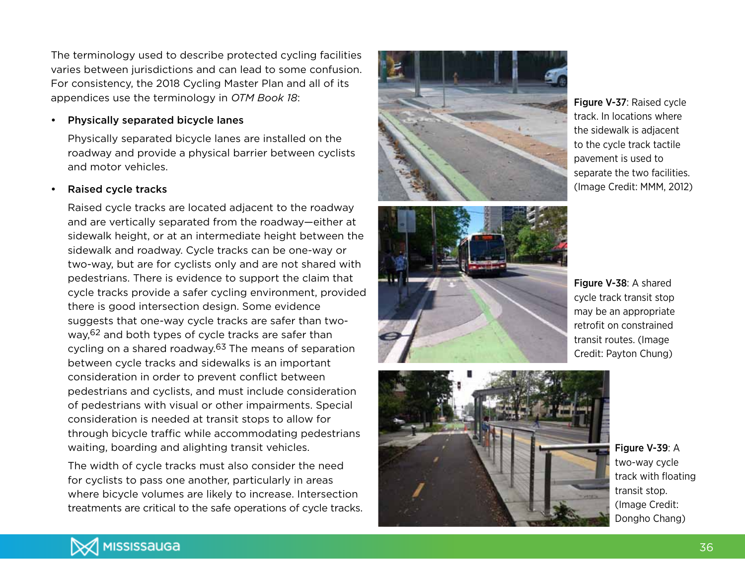The terminology used to describe protected cycling facilities varies between jurisdictions and can lead to some confusion. For consistency, the 2018 Cycling Master Plan and all of its appendices use the terminology in *OTM Book 18*:

- **Physically separated bicycle lanes**

  Physically separated bicycle lanes are installed on the roadway and provide a physical barrier between cyclists and motor vehicles.

- **Raised cycle tracks**

  Raised cycle tracks are located adjacent to the roadway and are vertically separated from the roadway—either at sidewalk height, or at an intermediate height between the sidewalk and roadway. Cycle tracks can be one-way or two-way, but are for cyclists only and are not shared with pedestrians. There is evidence to support the claim that cycle tracks provide a safer cycling environment, provided there is good intersection design. Some evidence suggests that one-way cycle tracks are safer than two-way,[62] and both types of cycle tracks are safer than cycling on a shared roadway.[63] The means of separation between cycle tracks and sidewalks is an important consideration in order to prevent conflict between pedestrians and cyclists, and must include consideration of pedestrians with visual or other impairments. Special consideration is needed at transit stops to allow for through bicycle traffic while accommodating pedestrians waiting, boarding and alighting transit vehicles.

  The width of cycle tracks must also consider the need for cyclists to pass one another, particularly in areas where bicycle volumes are likely to increase. Intersection treatments are critical to the safe operations of cycle tracks.

**Figure V-37**: Raised cycle track. In locations where the sidewalk is adjacent to the cycle track tactile pavement is used to separate the two facilities. (Image Credit: MMM, 2012)

**Figure V-38**: A shared cycle track transit stop may be an appropriate retrofit on constrained transit routes. (Image Credit: Payton Chung)

**Figure V-39**: A two-way cycle track with floating transit stop. (Image Credit: Dongho Chang)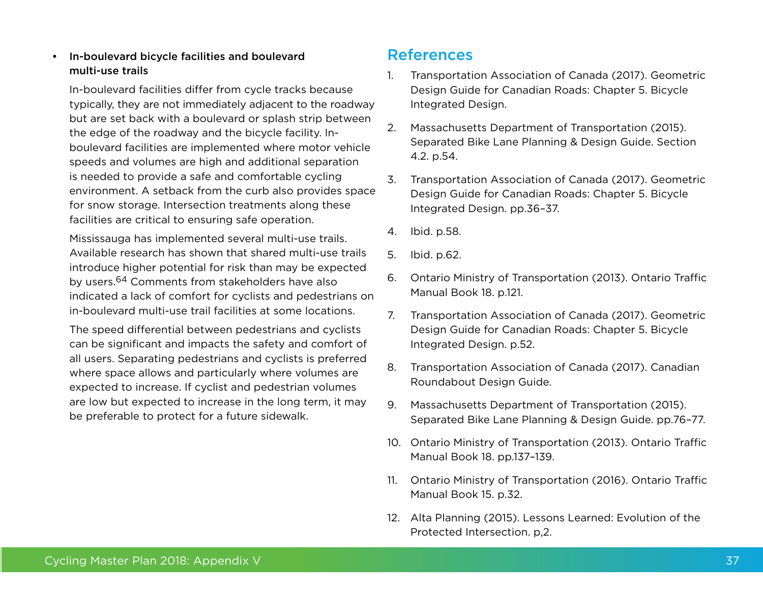- **In-boulevard bicycle facilities and boulevard multi-use trails**

  In-boulevard facilities differ from cycle tracks because typically, they are not immediately adjacent to the roadway but are set back with a boulevard or splash strip between the edge of the roadway and the bicycle facility. In-boulevard facilities are implemented where motor vehicle speeds and volumes are high and additional separation is needed to provide a safe and comfortable cycling environment. A setback from the curb also provides space for snow storage. Intersection treatments along these facilities are critical to ensuring safe operation.

  Mississauga has implemented several multi-use trails. Available research has shown that shared multi-use trails introduce higher potential for risk than may be expected by users.[64] Comments from stakeholders have also indicated a lack of comfort for cyclists and pedestrians on in-boulevard multi-use trail facilities at some locations.

  The speed differential between pedestrians and cyclists can be significant and impacts the safety and comfort of all users. Separating pedestrians and cyclists is preferred where space allows and particularly where volumes are expected to increase. If cyclist and pedestrian volumes are low but expected to increase in the long term, it may be preferable to protect for a future sidewalk.

## References

1. Transportation Association of Canada (2017). Geometric Design Guide for Canadian Roads: Chapter 5. Bicycle Integrated Design.
2. Massachusetts Department of Transportation (2015). Separated Bike Lane Planning & Design Guide. Section 4.2. p.54.
3. Transportation Association of Canada (2017). Geometric Design Guide for Canadian Roads: Chapter 5. Bicycle Integrated Design. pp.36–37.
4. Ibid. p.58.
5. Ibid. p.62.
6. Ontario Ministry of Transportation (2013). Ontario Traffic Manual Book 18. p.121.
7. Transportation Association of Canada (2017). Geometric Design Guide for Canadian Roads: Chapter 5. Bicycle Integrated Design. p.52.
8. Transportation Association of Canada (2017). Canadian Roundabout Design Guide.
9. Massachusetts Department of Transportation (2015). Separated Bike Lane Planning & Design Guide. pp.76–77.
10. Ontario Ministry of Transportation (2013). Ontario Traffic Manual Book 18. pp.137–139.
11. Ontario Ministry of Transportation (2016). Ontario Traffic Manual Book 15. p.32.
12. Alta Planning (2015). Lessons Learned: Evolution of the Protected Intersection. p,2.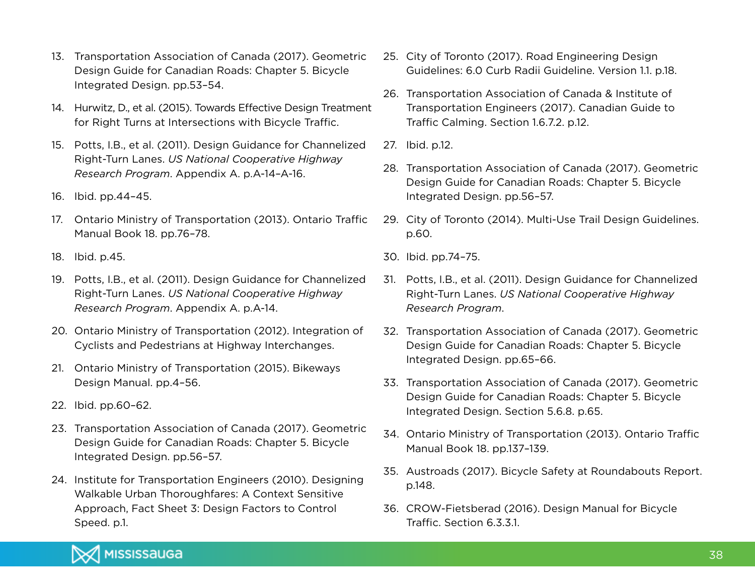13. Transportation Association of Canada (2017). Geometric Design Guide for Canadian Roads: Chapter 5. Bicycle Integrated Design. pp.53–54.
14. Hurwitz, D., et al. (2015). Towards Effective Design Treatment for Right Turns at Intersections with Bicycle Traffic.
15. Potts, I.B., et al. (2011). Design Guidance for Channelized Right-Turn Lanes. *US National Cooperative Highway Research Program*. Appendix A. p.A-14–A-16.
16. Ibid. pp.44–45.
17. Ontario Ministry of Transportation (2013). Ontario Traffic Manual Book 18. pp.76–78.
18. Ibid. p.45.
19. Potts, I.B., et al. (2011). Design Guidance for Channelized Right-Turn Lanes. *US National Cooperative Highway Research Program*. Appendix A. p.A-14.
20. Ontario Ministry of Transportation (2012). Integration of Cyclists and Pedestrians at Highway Interchanges.
21. Ontario Ministry of Transportation (2015). Bikeways Design Manual. pp.4–56.
22. Ibid. pp.60–62.
23. Transportation Association of Canada (2017). Geometric Design Guide for Canadian Roads: Chapter 5. Bicycle Integrated Design. pp.56–57.
24. Institute for Transportation Engineers (2010). Designing Walkable Urban Thoroughfares: A Context Sensitive Approach, Fact Sheet 3: Design Factors to Control Speed. p.1.
25. City of Toronto (2017). Road Engineering Design Guidelines: 6.0 Curb Radii Guideline. Version 1.1. p.18.
26. Transportation Association of Canada & Institute of Transportation Engineers (2017). Canadian Guide to Traffic Calming. Section 1.6.7.2. p.12.
27. Ibid. p.12.
28. Transportation Association of Canada (2017). Geometric Design Guide for Canadian Roads: Chapter 5. Bicycle Integrated Design. pp.56–57.
29. City of Toronto (2014). Multi-Use Trail Design Guidelines. p.60.
30. Ibid. pp.74–75.
31. Potts, I.B., et al. (2011). Design Guidance for Channelized Right-Turn Lanes. *US National Cooperative Highway Research Program*.
32. Transportation Association of Canada (2017). Geometric Design Guide for Canadian Roads: Chapter 5. Bicycle Integrated Design. pp.65–66.
33. Transportation Association of Canada (2017). Geometric Design Guide for Canadian Roads: Chapter 5. Bicycle Integrated Design. Section 5.6.8. p.65.
34. Ontario Ministry of Transportation (2013). Ontario Traffic Manual Book 18. pp.137–139.
35. Austroads (2017). Bicycle Safety at Roundabouts Report. p.148.
36. CROW-Fietsberad (2016). Design Manual for Bicycle Traffic. Section 6.3.3.1.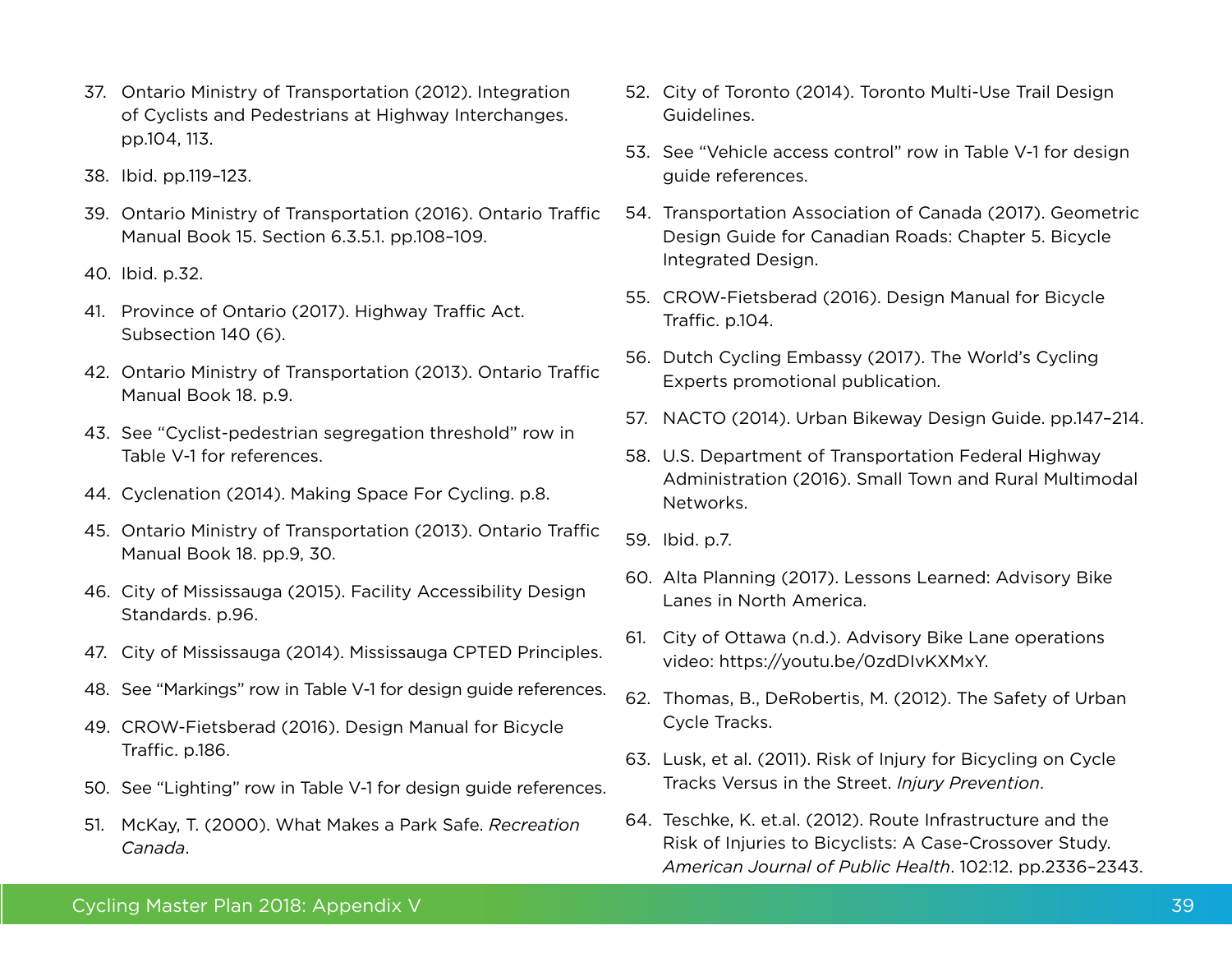37. Ontario Ministry of Transportation (2012). Integration of Cyclists and Pedestrians at Highway Interchanges. pp.104, 113.
38. Ibid. pp.119–123.
39. Ontario Ministry of Transportation (2016). Ontario Traffic Manual Book 15. Section 6.3.5.1. pp.108–109.
40. Ibid. p.32.
41. Province of Ontario (2017). Highway Traffic Act. Subsection 140 (6).
42. Ontario Ministry of Transportation (2013). Ontario Traffic Manual Book 18. p.9.
43. See "Cyclist-pedestrian segregation threshold" row in Table V-1 for references.
44. Cyclenation (2014). Making Space For Cycling. p.8.
45. Ontario Ministry of Transportation (2013). Ontario Traffic Manual Book 18. pp.9, 30.
46. City of Mississauga (2015). Facility Accessibility Design Standards. p.96.
47. City of Mississauga (2014). Mississauga CPTED Principles.
48. See "Markings" row in Table V-1 for design guide references.
49. CROW-Fietsberad (2016). Design Manual for Bicycle Traffic. p.186.
50. See "Lighting" row in Table V-1 for design guide references.
51. McKay, T. (2000). What Makes a Park Safe. *Recreation Canada*.
52. City of Toronto (2014). Toronto Multi-Use Trail Design Guidelines.
53. See "Vehicle access control" row in Table V-1 for design guide references.
54. Transportation Association of Canada (2017). Geometric Design Guide for Canadian Roads: Chapter 5. Bicycle Integrated Design.
55. CROW-Fietsberad (2016). Design Manual for Bicycle Traffic. p.104.
56. Dutch Cycling Embassy (2017). The World's Cycling Experts promotional publication.
57. NACTO (2014). Urban Bikeway Design Guide. pp.147–214.
58. U.S. Department of Transportation Federal Highway Administration (2016). Small Town and Rural Multimodal Networks.
59. Ibid. p.7.
60. Alta Planning (2017). Lessons Learned: Advisory Bike Lanes in North America.
61. City of Ottawa (n.d.). Advisory Bike Lane operations video: https://youtu.be/0zdDIvKXMxY.
62. Thomas, B., DeRobertis, M. (2012). The Safety of Urban Cycle Tracks.
63. Lusk, et al. (2011). Risk of Injury for Bicycling on Cycle Tracks Versus in the Street. *Injury Prevention*.
64. Teschke, K. et.al. (2012). Route Infrastructure and the Risk of Injuries to Bicyclists: A Case-Crossover Study. *American Journal of Public Health*. 102:12. pp.2336–2343.